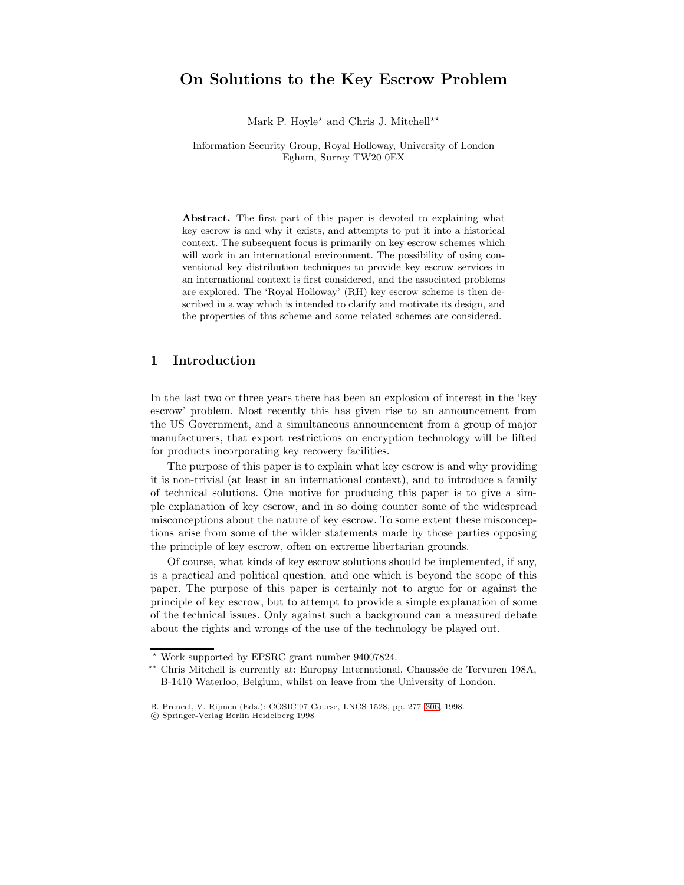# On Solutions to the Key Escrow Problem

Mark P. Hoyle* and Chris J. Mitchell**

Information Security Group, Royal Holloway, University of London
Egham, Surrey TW20 0EX

**Abstract.** The first part of this paper is devoted to explaining what key escrow is and why it exists, and attempts to put it into a historical context. The subsequent focus is primarily on key escrow schemes which will work in an international environment. The possibility of using conventional key distribution techniques to provide key escrow services in an international context is first considered, and the associated problems are explored. The 'Royal Holloway' (RH) key escrow scheme is then described in a way which is intended to clarify and motivate its design, and the properties of this scheme and some related schemes are considered.

## 1 Introduction

In the last two or three years there has been an explosion of interest in the 'key escrow' problem. Most recently this has given rise to an announcement from the US Government, and a simultaneous announcement from a group of major manufacturers, that export restrictions on encryption technology will be lifted for products incorporating key recovery facilities.

The purpose of this paper is to explain what key escrow is and why providing it is non-trivial (at least in an international context), and to introduce a family of technical solutions. One motive for producing this paper is to give a simple explanation of key escrow, and in so doing counter some of the widespread misconceptions about the nature of key escrow. To some extent these misconceptions arise from some of the wilder statements made by those parties opposing the principle of key escrow, often on extreme libertarian grounds.

Of course, what kinds of key escrow solutions should be implemented, if any, is a practical and political question, and one which is beyond the scope of this paper. The purpose of this paper is certainly not to argue for or against the principle of key escrow, but to attempt to provide a simple explanation of some of the technical issues. Only against such a background can a measured debate about the rights and wrongs of the use of the technology be played out.

---

* Work supported by EPSRC grant number 94007824.

** Chris Mitchell is currently at: Europay International, Chaussée de Tervuren 198A, B-1410 Waterloo, Belgium, whilst on leave from the University of London.

B. Preneel, V. Rijmen (Eds.): COSIC'97 Course, LNCS 1528, pp. 277–306, 1998.
© Springer-Verlag Berlin Heidelberg 1998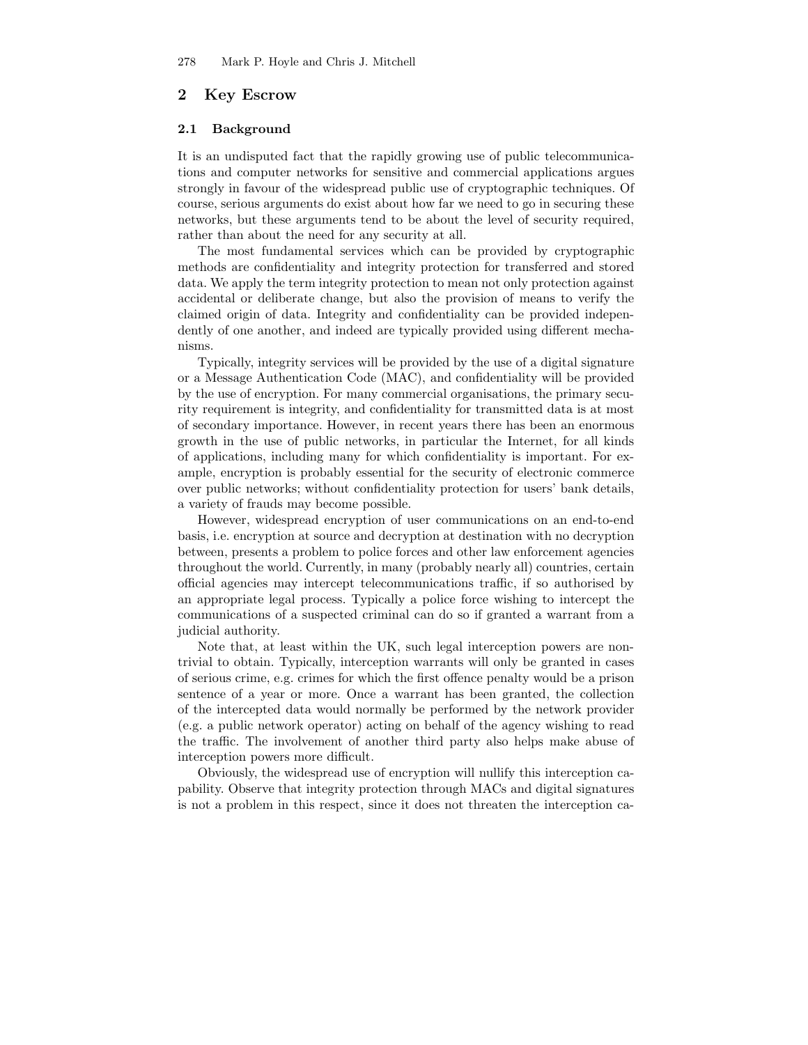## 2 Key Escrow

### 2.1 Background

It is an undisputed fact that the rapidly growing use of public telecommunications and computer networks for sensitive and commercial applications argues strongly in favour of the widespread public use of cryptographic techniques. Of course, serious arguments do exist about how far we need to go in securing these networks, but these arguments tend to be about the level of security required, rather than about the need for any security at all.

The most fundamental services which can be provided by cryptographic methods are confidentiality and integrity protection for transferred and stored data. We apply the term integrity protection to mean not only protection against accidental or deliberate change, but also the provision of means to verify the claimed origin of data. Integrity and confidentiality can be provided independently of one another, and indeed are typically provided using different mechanisms.

Typically, integrity services will be provided by the use of a digital signature or a Message Authentication Code (MAC), and confidentiality will be provided by the use of encryption. For many commercial organisations, the primary security requirement is integrity, and confidentiality for transmitted data is at most of secondary importance. However, in recent years there has been an enormous growth in the use of public networks, in particular the Internet, for all kinds of applications, including many for which confidentiality is important. For example, encryption is probably essential for the security of electronic commerce over public networks; without confidentiality protection for users' bank details, a variety of frauds may become possible.

However, widespread encryption of user communications on an end-to-end basis, i.e. encryption at source and decryption at destination with no decryption between, presents a problem to police forces and other law enforcement agencies throughout the world. Currently, in many (probably nearly all) countries, certain official agencies may intercept telecommunications traffic, if so authorised by an appropriate legal process. Typically a police force wishing to intercept the communications of a suspected criminal can do so if granted a warrant from a judicial authority.

Note that, at least within the UK, such legal interception powers are non-trivial to obtain. Typically, interception warrants will only be granted in cases of serious crime, e.g. crimes for which the first offence penalty would be a prison sentence of a year or more. Once a warrant has been granted, the collection of the intercepted data would normally be performed by the network provider (e.g. a public network operator) acting on behalf of the agency wishing to read the traffic. The involvement of another third party also helps make abuse of interception powers more difficult.

Obviously, the widespread use of encryption will nullify this interception capability. Observe that integrity protection through MACs and digital signatures is not a problem in this respect, since it does not threaten the interception ca-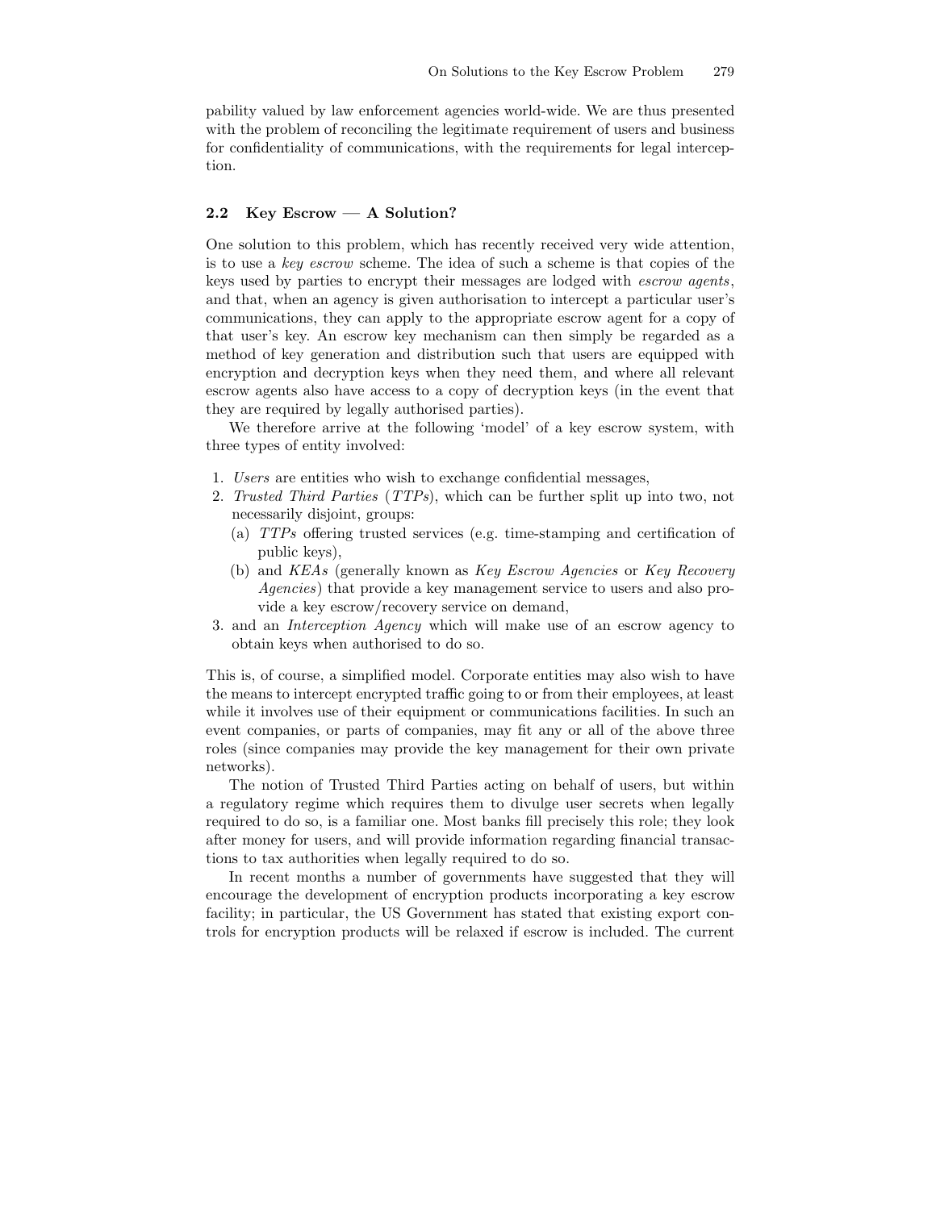pability valued by law enforcement agencies world-wide. We are thus presented with the problem of reconciling the legitimate requirement of users and business for confidentiality of communications, with the requirements for legal interception.

### 2.2 Key Escrow — A Solution?

One solution to this problem, which has recently received very wide attention, is to use a *key escrow* scheme. The idea of such a scheme is that copies of the keys used by parties to encrypt their messages are lodged with *escrow agents*, and that, when an agency is given authorisation to intercept a particular user's communications, they can apply to the appropriate escrow agent for a copy of that user's key. An escrow key mechanism can then simply be regarded as a method of key generation and distribution such that users are equipped with encryption and decryption keys when they need them, and where all relevant escrow agents also have access to a copy of decryption keys (in the event that they are required by legally authorised parties).

We therefore arrive at the following 'model' of a key escrow system, with three types of entity involved:

1. *Users* are entities who wish to exchange confidential messages,
2. *Trusted Third Parties* (*TTPs*), which can be further split up into two, not necessarily disjoint, groups:
   (a) *TTPs* offering trusted services (e.g. time-stamping and certification of public keys),
   (b) and *KEAs* (generally known as *Key Escrow Agencies* or *Key Recovery Agencies*) that provide a key management service to users and also provide a key escrow/recovery service on demand,
3. and an *Interception Agency* which will make use of an escrow agency to obtain keys when authorised to do so.

This is, of course, a simplified model. Corporate entities may also wish to have the means to intercept encrypted traffic going to or from their employees, at least while it involves use of their equipment or communications facilities. In such an event companies, or parts of companies, may fit any or all of the above three roles (since companies may provide the key management for their own private networks).

The notion of Trusted Third Parties acting on behalf of users, but within a regulatory regime which requires them to divulge user secrets when legally required to do so, is a familiar one. Most banks fill precisely this role; they look after money for users, and will provide information regarding financial transactions to tax authorities when legally required to do so.

In recent months a number of governments have suggested that they will encourage the development of encryption products incorporating a key escrow facility; in particular, the US Government has stated that existing export controls for encryption products will be relaxed if escrow is included. The current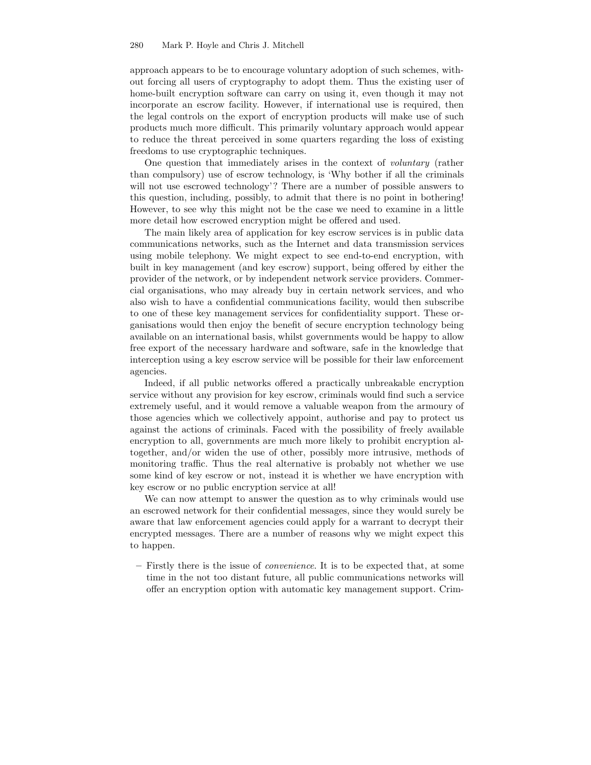approach appears to be to encourage voluntary adoption of such schemes, without forcing all users of cryptography to adopt them. Thus the existing user of home-built encryption software can carry on using it, even though it may not incorporate an escrow facility. However, if international use is required, then the legal controls on the export of encryption products will make use of such products much more difficult. This primarily voluntary approach would appear to reduce the threat perceived in some quarters regarding the loss of existing freedoms to use cryptographic techniques.

One question that immediately arises in the context of *voluntary* (rather than compulsory) use of escrow technology, is 'Why bother if all the criminals will not use escrowed technology'? There are a number of possible answers to this question, including, possibly, to admit that there is no point in bothering! However, to see why this might not be the case we need to examine in a little more detail how escrowed encryption might be offered and used.

The main likely area of application for key escrow services is in public data communications networks, such as the Internet and data transmission services using mobile telephony. We might expect to see end-to-end encryption, with built in key management (and key escrow) support, being offered by either the provider of the network, or by independent network service providers. Commercial organisations, who may already buy in certain network services, and who also wish to have a confidential communications facility, would then subscribe to one of these key management services for confidentiality support. These organisations would then enjoy the benefit of secure encryption technology being available on an international basis, whilst governments would be happy to allow free export of the necessary hardware and software, safe in the knowledge that interception using a key escrow service will be possible for their law enforcement agencies.

Indeed, if all public networks offered a practically unbreakable encryption service without any provision for key escrow, criminals would find such a service extremely useful, and it would remove a valuable weapon from the armoury of those agencies which we collectively appoint, authorise and pay to protect us against the actions of criminals. Faced with the possibility of freely available encryption to all, governments are much more likely to prohibit encryption altogether, and/or widen the use of other, possibly more intrusive, methods of monitoring traffic. Thus the real alternative is probably not whether we use some kind of key escrow or not, instead it is whether we have encryption with key escrow or no public encryption service at all!

We can now attempt to answer the question as to why criminals would use an escrowed network for their confidential messages, since they would surely be aware that law enforcement agencies could apply for a warrant to decrypt their encrypted messages. There are a number of reasons why we might expect this to happen.

- Firstly there is the issue of *convenience*. It is to be expected that, at some time in the not too distant future, all public communications networks will offer an encryption option with automatic key management support. Crim-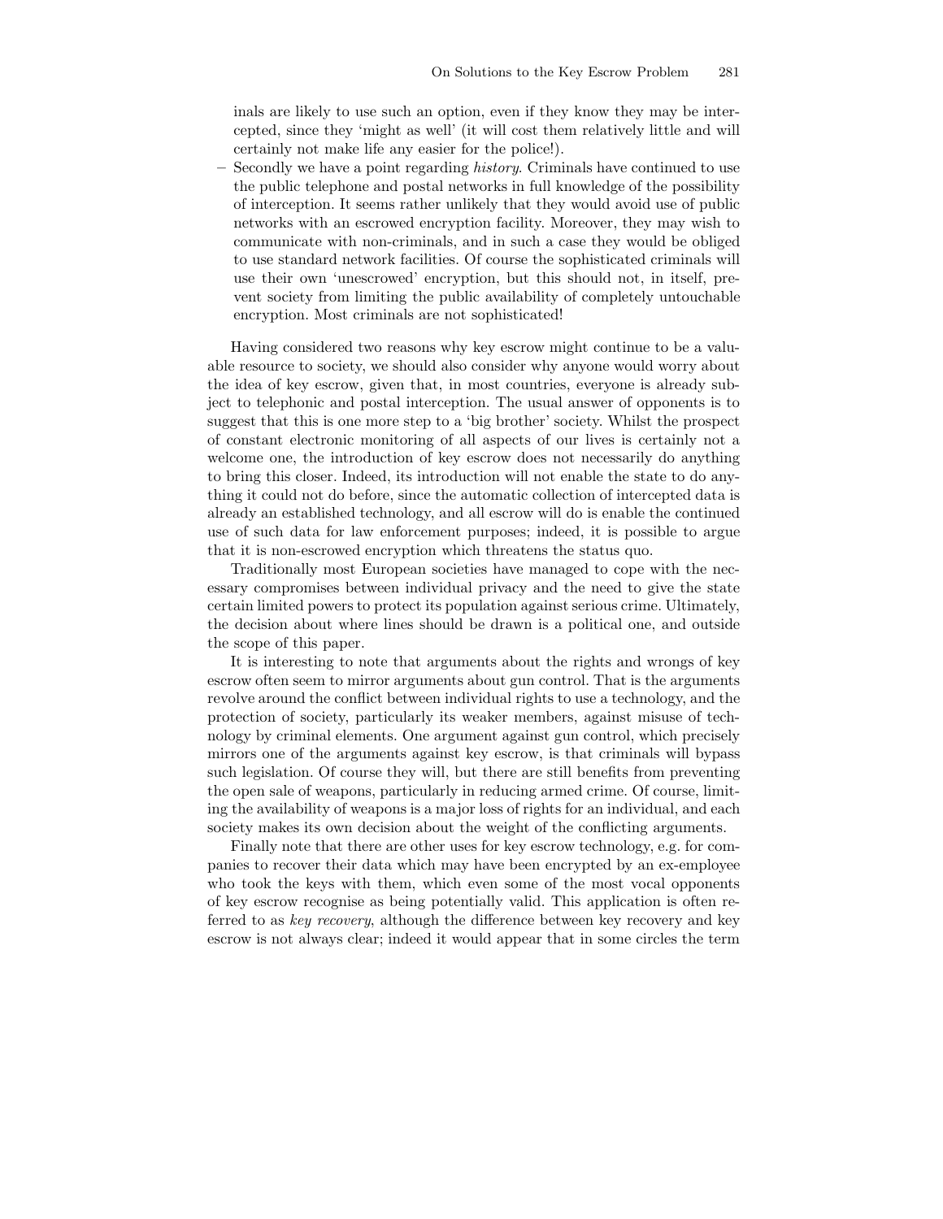inals are likely to use such an option, even if they know they may be intercepted, since they 'might as well' (it will cost them relatively little and will certainly not make life any easier for the police!).

- Secondly we have a point regarding *history*. Criminals have continued to use the public telephone and postal networks in full knowledge of the possibility of interception. It seems rather unlikely that they would avoid use of public networks with an escrowed encryption facility. Moreover, they may wish to communicate with non-criminals, and in such a case they would be obliged to use standard network facilities. Of course the sophisticated criminals will use their own 'unescrowed' encryption, but this should not, in itself, prevent society from limiting the public availability of completely untouchable encryption. Most criminals are not sophisticated!

Having considered two reasons why key escrow might continue to be a valuable resource to society, we should also consider why anyone would worry about the idea of key escrow, given that, in most countries, everyone is already subject to telephonic and postal interception. The usual answer of opponents is to suggest that this is one more step to a 'big brother' society. Whilst the prospect of constant electronic monitoring of all aspects of our lives is certainly not a welcome one, the introduction of key escrow does not necessarily do anything to bring this closer. Indeed, its introduction will not enable the state to do anything it could not do before, since the automatic collection of intercepted data is already an established technology, and all escrow will do is enable the continued use of such data for law enforcement purposes; indeed, it is possible to argue that it is non-escrowed encryption which threatens the status quo.

Traditionally most European societies have managed to cope with the necessary compromises between individual privacy and the need to give the state certain limited powers to protect its population against serious crime. Ultimately, the decision about where lines should be drawn is a political one, and outside the scope of this paper.

It is interesting to note that arguments about the rights and wrongs of key escrow often seem to mirror arguments about gun control. That is the arguments revolve around the conflict between individual rights to use a technology, and the protection of society, particularly its weaker members, against misuse of technology by criminal elements. One argument against gun control, which precisely mirrors one of the arguments against key escrow, is that criminals will bypass such legislation. Of course they will, but there are still benefits from preventing the open sale of weapons, particularly in reducing armed crime. Of course, limiting the availability of weapons is a major loss of rights for an individual, and each society makes its own decision about the weight of the conflicting arguments.

Finally note that there are other uses for key escrow technology, e.g. for companies to recover their data which may have been encrypted by an ex-employee who took the keys with them, which even some of the most vocal opponents of key escrow recognise as being potentially valid. This application is often referred to as *key recovery*, although the difference between key recovery and key escrow is not always clear; indeed it would appear that in some circles the term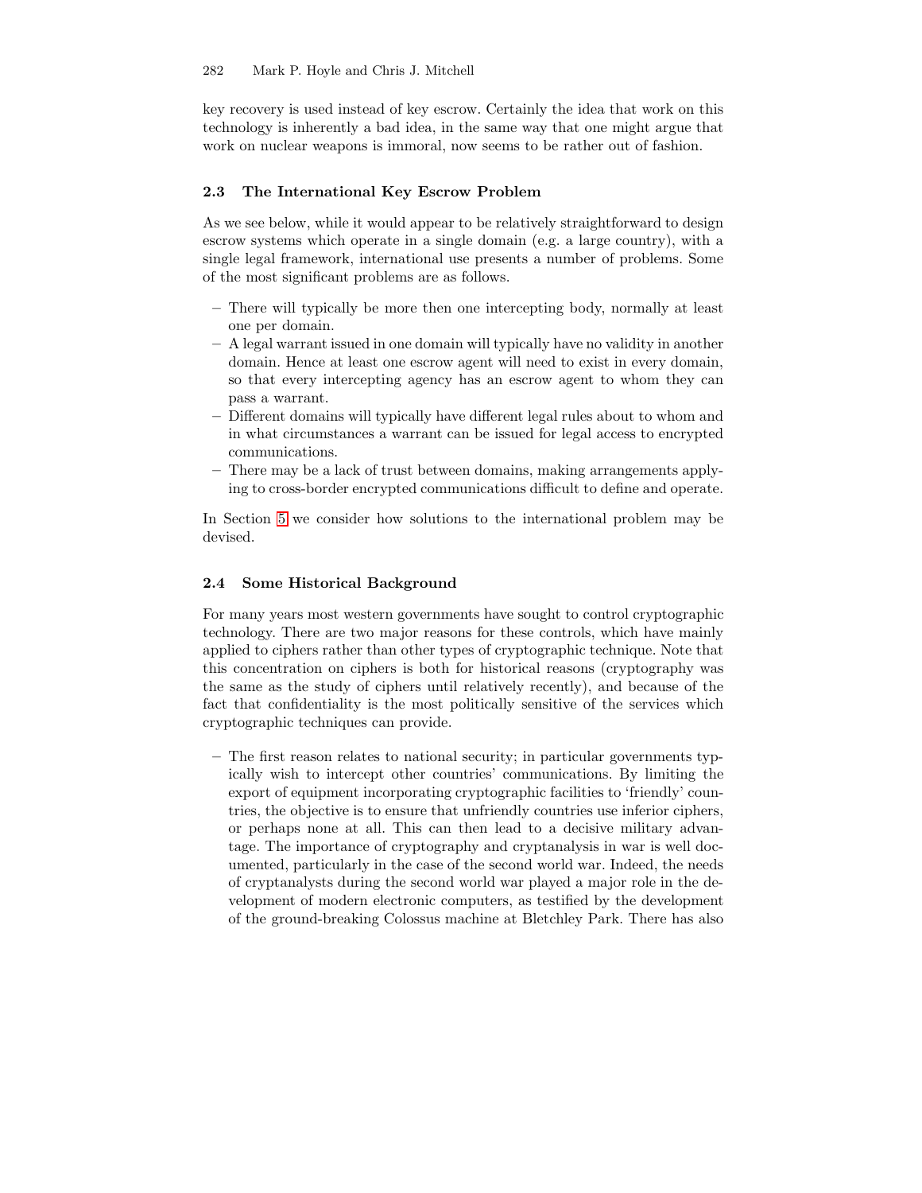key recovery is used instead of key escrow. Certainly the idea that work on this technology is inherently a bad idea, in the same way that one might argue that work on nuclear weapons is immoral, now seems to be rather out of fashion.

### 2.3 The International Key Escrow Problem

As we see below, while it would appear to be relatively straightforward to design escrow systems which operate in a single domain (e.g. a large country), with a single legal framework, international use presents a number of problems. Some of the most significant problems are as follows.

- There will typically be more then one intercepting body, normally at least one per domain.
- A legal warrant issued in one domain will typically have no validity in another domain. Hence at least one escrow agent will need to exist in every domain, so that every intercepting agency has an escrow agent to whom they can pass a warrant.
- Different domains will typically have different legal rules about to whom and in what circumstances a warrant can be issued for legal access to encrypted communications.
- There may be a lack of trust between domains, making arrangements applying to cross-border encrypted communications difficult to define and operate.

In Section 5 we consider how solutions to the international problem may be devised.

### 2.4 Some Historical Background

For many years most western governments have sought to control cryptographic technology. There are two major reasons for these controls, which have mainly applied to ciphers rather than other types of cryptographic technique. Note that this concentration on ciphers is both for historical reasons (cryptography was the same as the study of ciphers until relatively recently), and because of the fact that confidentiality is the most politically sensitive of the services which cryptographic techniques can provide.

- The first reason relates to national security; in particular governments typically wish to intercept other countries' communications. By limiting the export of equipment incorporating cryptographic facilities to 'friendly' countries, the objective is to ensure that unfriendly countries use inferior ciphers, or perhaps none at all. This can then lead to a decisive military advantage. The importance of cryptography and cryptanalysis in war is well documented, particularly in the case of the second world war. Indeed, the needs of cryptanalysts during the second world war played a major role in the development of modern electronic computers, as testified by the development of the ground-breaking Colossus machine at Bletchley Park. There has also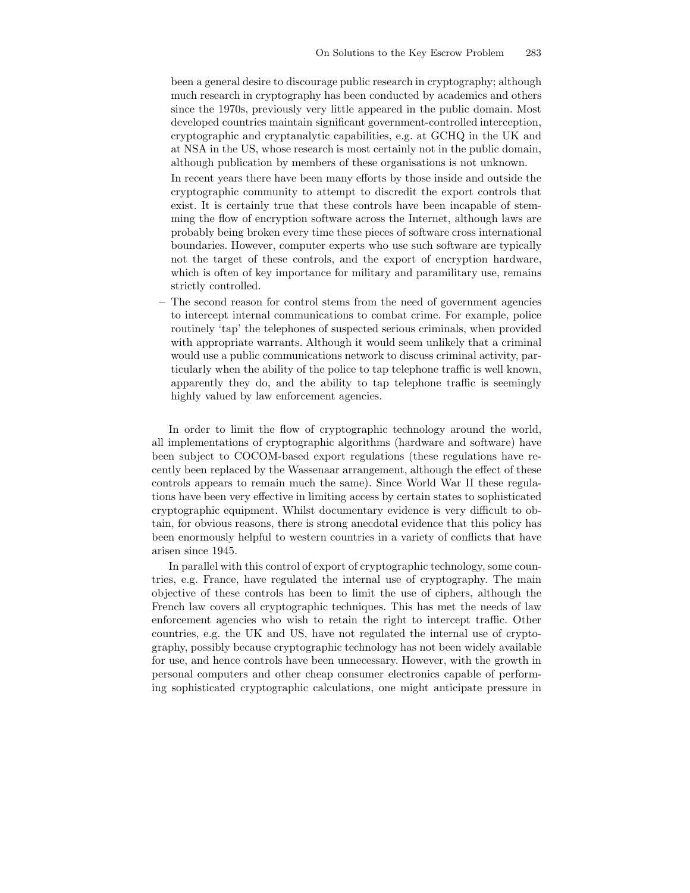been a general desire to discourage public research in cryptography; although much research in cryptography has been conducted by academics and others since the 1970s, previously very little appeared in the public domain. Most developed countries maintain significant government-controlled interception, cryptographic and cryptanalytic capabilities, e.g. at GCHQ in the UK and at NSA in the US, whose research is most certainly not in the public domain, although publication by members of these organisations is not unknown.

  In recent years there have been many efforts by those inside and outside the cryptographic community to attempt to discredit the export controls that exist. It is certainly true that these controls have been incapable of stemming the flow of encryption software across the Internet, although laws are probably being broken every time these pieces of software cross international boundaries. However, computer experts who use such software are typically not the target of these controls, and the export of encryption hardware, which is often of key importance for military and paramilitary use, remains strictly controlled.

- The second reason for control stems from the need of government agencies to intercept internal communications to combat crime. For example, police routinely 'tap' the telephones of suspected serious criminals, when provided with appropriate warrants. Although it would seem unlikely that a criminal would use a public communications network to discuss criminal activity, particularly when the ability of the police to tap telephone traffic is well known, apparently they do, and the ability to tap telephone traffic is seemingly highly valued by law enforcement agencies.

In order to limit the flow of cryptographic technology around the world, all implementations of cryptographic algorithms (hardware and software) have been subject to COCOM-based export regulations (these regulations have recently been replaced by the Wassenaar arrangement, although the effect of these controls appears to remain much the same). Since World War II these regulations have been very effective in limiting access by certain states to sophisticated cryptographic equipment. Whilst documentary evidence is very difficult to obtain, for obvious reasons, there is strong anecdotal evidence that this policy has been enormously helpful to western countries in a variety of conflicts that have arisen since 1945.

In parallel with this control of export of cryptographic technology, some countries, e.g. France, have regulated the internal use of cryptography. The main objective of these controls has been to limit the use of ciphers, although the French law covers all cryptographic techniques. This has met the needs of law enforcement agencies who wish to retain the right to intercept traffic. Other countries, e.g. the UK and US, have not regulated the internal use of cryptography, possibly because cryptographic technology has not been widely available for use, and hence controls have been unnecessary. However, with the growth in personal computers and other cheap consumer electronics capable of performing sophisticated cryptographic calculations, one might anticipate pressure in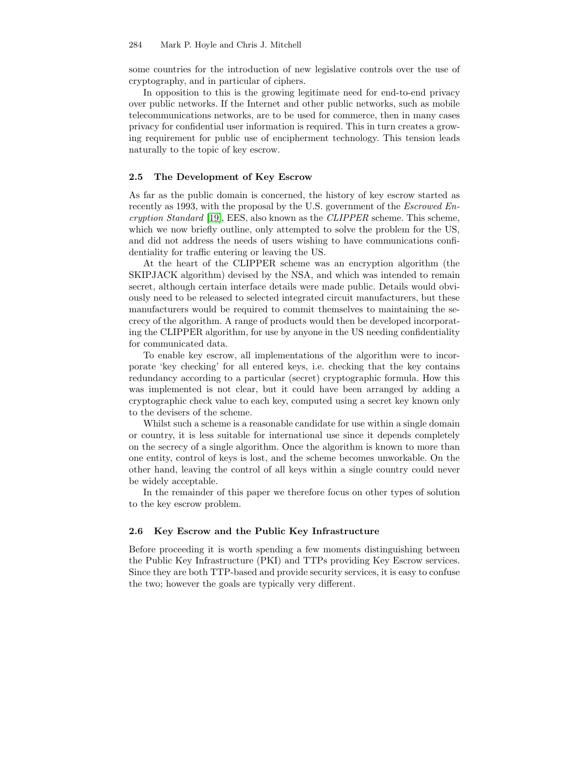some countries for the introduction of new legislative controls over the use of cryptography, and in particular of ciphers.

In opposition to this is the growing legitimate need for end-to-end privacy over public networks. If the Internet and other public networks, such as mobile telecommunications networks, are to be used for commerce, then in many cases privacy for confidential user information is required. This in turn creates a growing requirement for public use of encipherment technology. This tension leads naturally to the topic of key escrow.

### 2.5 The Development of Key Escrow

As far as the public domain is concerned, the history of key escrow started as recently as 1993, with the proposal by the U.S. government of the *Escrowed Encryption Standard* [19], EES, also known as the *CLIPPER* scheme. This scheme, which we now briefly outline, only attempted to solve the problem for the US, and did not address the needs of users wishing to have communications confidentiality for traffic entering or leaving the US.

At the heart of the CLIPPER scheme was an encryption algorithm (the SKIPJACK algorithm) devised by the NSA, and which was intended to remain secret, although certain interface details were made public. Details would obviously need to be released to selected integrated circuit manufacturers, but these manufacturers would be required to commit themselves to maintaining the secrecy of the algorithm. A range of products would then be developed incorporating the CLIPPER algorithm, for use by anyone in the US needing confidentiality for communicated data.

To enable key escrow, all implementations of the algorithm were to incorporate 'key checking' for all entered keys, i.e. checking that the key contains redundancy according to a particular (secret) cryptographic formula. How this was implemented is not clear, but it could have been arranged by adding a cryptographic check value to each key, computed using a secret key known only to the devisers of the scheme.

Whilst such a scheme is a reasonable candidate for use within a single domain or country, it is less suitable for international use since it depends completely on the secrecy of a single algorithm. Once the algorithm is known to more than one entity, control of keys is lost, and the scheme becomes unworkable. On the other hand, leaving the control of all keys within a single country could never be widely acceptable.

In the remainder of this paper we therefore focus on other types of solution to the key escrow problem.

### 2.6 Key Escrow and the Public Key Infrastructure

Before proceeding it is worth spending a few moments distinguishing between the Public Key Infrastructure (PKI) and TTPs providing Key Escrow services. Since they are both TTP-based and provide security services, it is easy to confuse the two; however the goals are typically very different.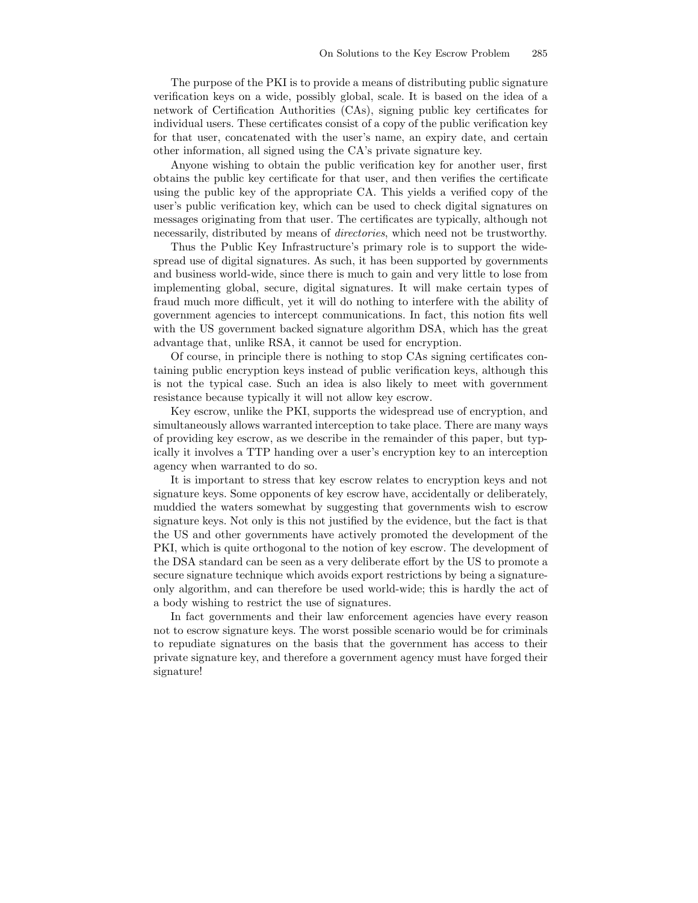The purpose of the PKI is to provide a means of distributing public signature verification keys on a wide, possibly global, scale. It is based on the idea of a network of Certification Authorities (CAs), signing public key certificates for individual users. These certificates consist of a copy of the public verification key for that user, concatenated with the user's name, an expiry date, and certain other information, all signed using the CA's private signature key.

Anyone wishing to obtain the public verification key for another user, first obtains the public key certificate for that user, and then verifies the certificate using the public key of the appropriate CA. This yields a verified copy of the user's public verification key, which can be used to check digital signatures on messages originating from that user. The certificates are typically, although not necessarily, distributed by means of *directories*, which need not be trustworthy.

Thus the Public Key Infrastructure's primary role is to support the widespread use of digital signatures. As such, it has been supported by governments and business world-wide, since there is much to gain and very little to lose from implementing global, secure, digital signatures. It will make certain types of fraud much more difficult, yet it will do nothing to interfere with the ability of government agencies to intercept communications. In fact, this notion fits well with the US government backed signature algorithm DSA, which has the great advantage that, unlike RSA, it cannot be used for encryption.

Of course, in principle there is nothing to stop CAs signing certificates containing public encryption keys instead of public verification keys, although this is not the typical case. Such an idea is also likely to meet with government resistance because typically it will not allow key escrow.

Key escrow, unlike the PKI, supports the widespread use of encryption, and simultaneously allows warranted interception to take place. There are many ways of providing key escrow, as we describe in the remainder of this paper, but typically it involves a TTP handing over a user's encryption key to an interception agency when warranted to do so.

It is important to stress that key escrow relates to encryption keys and not signature keys. Some opponents of key escrow have, accidentally or deliberately, muddied the waters somewhat by suggesting that governments wish to escrow signature keys. Not only is this not justified by the evidence, but the fact is that the US and other governments have actively promoted the development of the PKI, which is quite orthogonal to the notion of key escrow. The development of the DSA standard can be seen as a very deliberate effort by the US to promote a secure signature technique which avoids export restrictions by being a signature-only algorithm, and can therefore be used world-wide; this is hardly the act of a body wishing to restrict the use of signatures.

In fact governments and their law enforcement agencies have every reason not to escrow signature keys. The worst possible scenario would be for criminals to repudiate signatures on the basis that the government has access to their private signature key, and therefore a government agency must have forged their signature!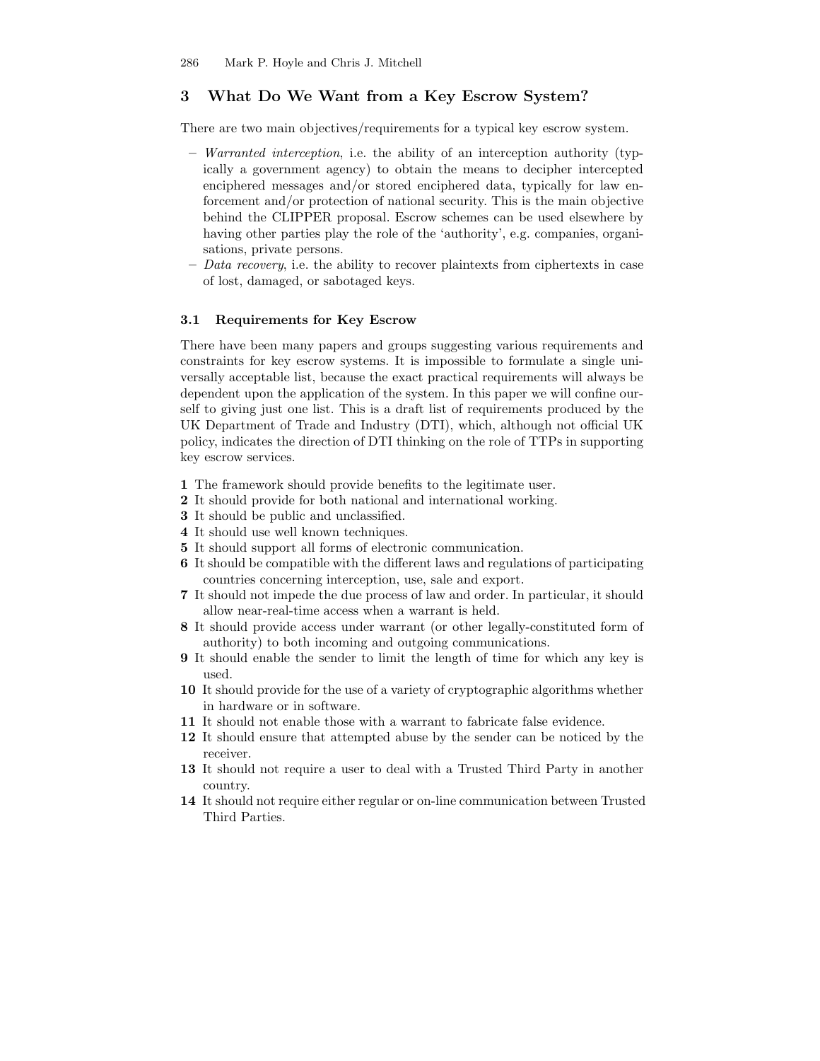## 3 What Do We Want from a Key Escrow System?

There are two main objectives/requirements for a typical key escrow system.

- *Warranted interception*, i.e. the ability of an interception authority (typically a government agency) to obtain the means to decipher intercepted enciphered messages and/or stored enciphered data, typically for law enforcement and/or protection of national security. This is the main objective behind the CLIPPER proposal. Escrow schemes can be used elsewhere by having other parties play the role of the 'authority', e.g. companies, organisations, private persons.
- *Data recovery*, i.e. the ability to recover plaintexts from ciphertexts in case of lost, damaged, or sabotaged keys.

### 3.1 Requirements for Key Escrow

There have been many papers and groups suggesting various requirements and constraints for key escrow systems. It is impossible to formulate a single universally acceptable list, because the exact practical requirements will always be dependent upon the application of the system. In this paper we will confine ourself to giving just one list. This is a draft list of requirements produced by the UK Department of Trade and Industry (DTI), which, although not official UK policy, indicates the direction of DTI thinking on the role of TTPs in supporting key escrow services.

**1** The framework should provide benefits to the legitimate user.
**2** It should provide for both national and international working.
**3** It should be public and unclassified.
**4** It should use well known techniques.
**5** It should support all forms of electronic communication.
**6** It should be compatible with the different laws and regulations of participating countries concerning interception, use, sale and export.
**7** It should not impede the due process of law and order. In particular, it should allow near-real-time access when a warrant is held.
**8** It should provide access under warrant (or other legally-constituted form of authority) to both incoming and outgoing communications.
**9** It should enable the sender to limit the length of time for which any key is used.
**10** It should provide for the use of a variety of cryptographic algorithms whether in hardware or in software.
**11** It should not enable those with a warrant to fabricate false evidence.
**12** It should ensure that attempted abuse by the sender can be noticed by the receiver.
**13** It should not require a user to deal with a Trusted Third Party in another country.
**14** It should not require either regular or on-line communication between Trusted Third Parties.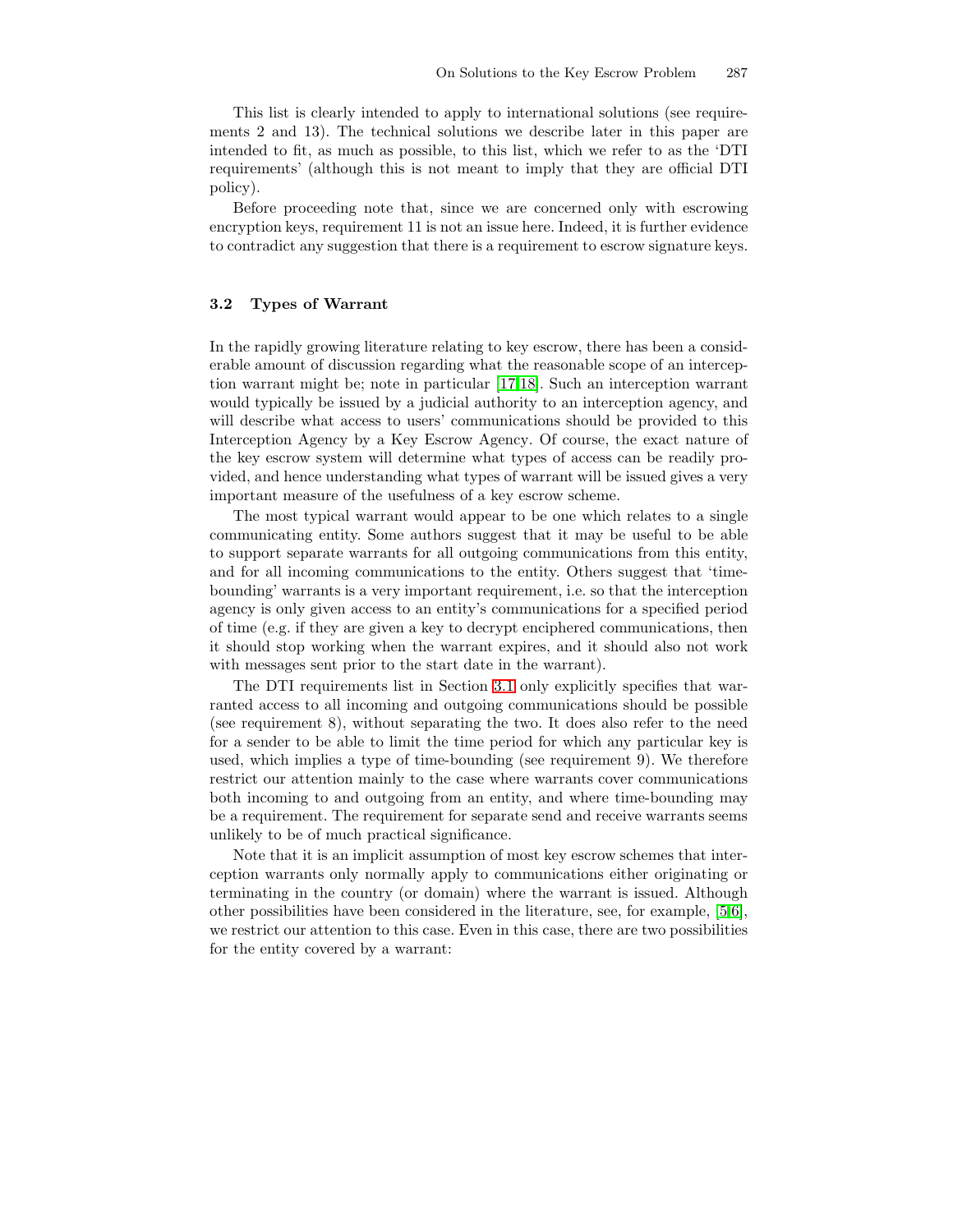This list is clearly intended to apply to international solutions (see requirements 2 and 13). The technical solutions we describe later in this paper are intended to fit, as much as possible, to this list, which we refer to as the 'DTI requirements' (although this is not meant to imply that they are official DTI policy).

Before proceeding note that, since we are concerned only with escrowing encryption keys, requirement 11 is not an issue here. Indeed, it is further evidence to contradict any suggestion that there is a requirement to escrow signature keys.

### 3.2 Types of Warrant

In the rapidly growing literature relating to key escrow, there has been a considerable amount of discussion regarding what the reasonable scope of an interception warrant might be; note in particular [17,18]. Such an interception warrant would typically be issued by a judicial authority to an interception agency, and will describe what access to users' communications should be provided to this Interception Agency by a Key Escrow Agency. Of course, the exact nature of the key escrow system will determine what types of access can be readily provided, and hence understanding what types of warrant will be issued gives a very important measure of the usefulness of a key escrow scheme.

The most typical warrant would appear to be one which relates to a single communicating entity. Some authors suggest that it may be useful to be able to support separate warrants for all outgoing communications from this entity, and for all incoming communications to the entity. Others suggest that 'time-bounding' warrants is a very important requirement, i.e. so that the interception agency is only given access to an entity's communications for a specified period of time (e.g. if they are given a key to decrypt enciphered communications, then it should stop working when the warrant expires, and it should also not work with messages sent prior to the start date in the warrant).

The DTI requirements list in Section 3.1 only explicitly specifies that warranted access to all incoming and outgoing communications should be possible (see requirement 8), without separating the two. It does also refer to the need for a sender to be able to limit the time period for which any particular key is used, which implies a type of time-bounding (see requirement 9). We therefore restrict our attention mainly to the case where warrants cover communications both incoming to and outgoing from an entity, and where time-bounding may be a requirement. The requirement for separate send and receive warrants seems unlikely to be of much practical significance.

Note that it is an implicit assumption of most key escrow schemes that interception warrants only normally apply to communications either originating or terminating in the country (or domain) where the warrant is issued. Although other possibilities have been considered in the literature, see, for example, [5,6], we restrict our attention to this case. Even in this case, there are two possibilities for the entity covered by a warrant: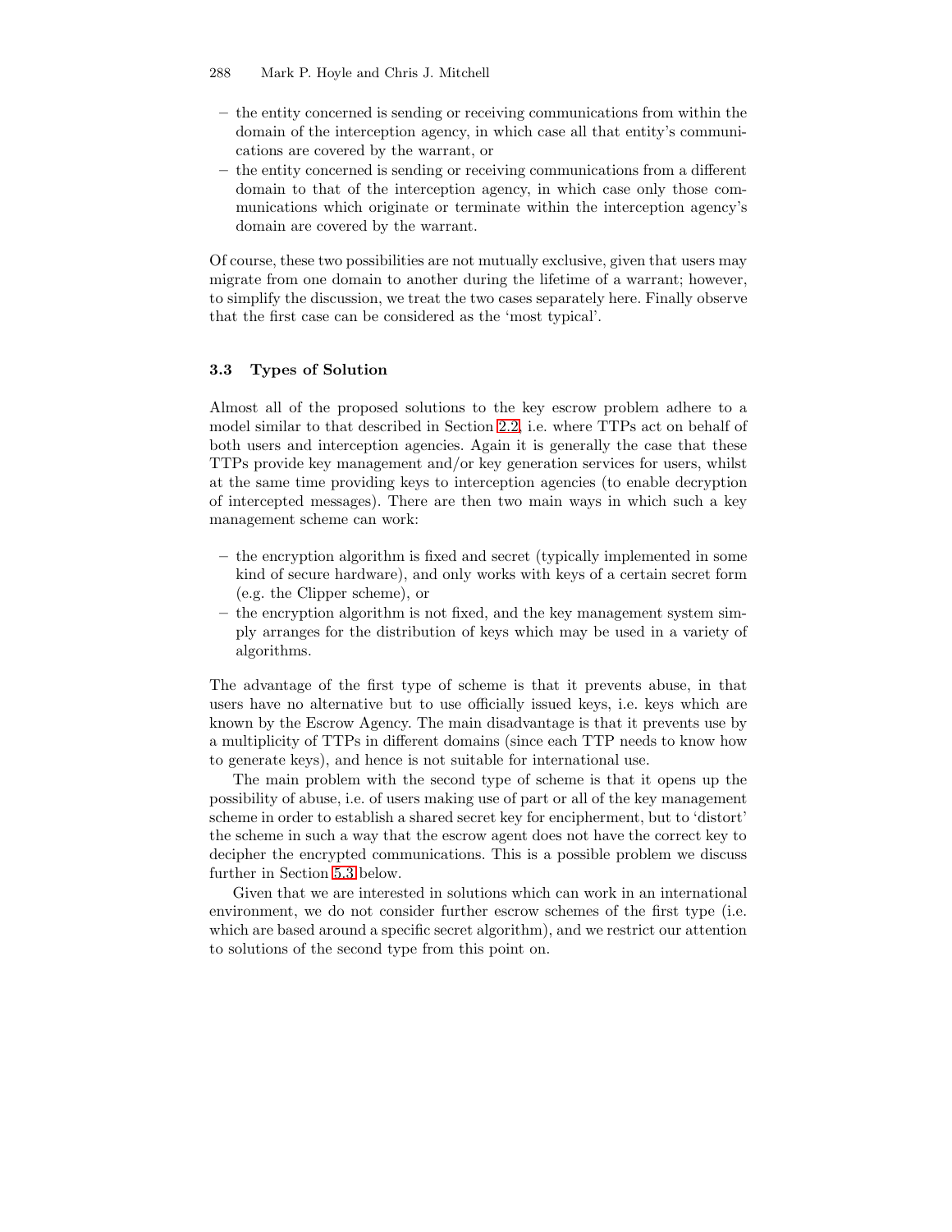- the entity concerned is sending or receiving communications from within the domain of the interception agency, in which case all that entity's communications are covered by the warrant, or
- the entity concerned is sending or receiving communications from a different domain to that of the interception agency, in which case only those communications which originate or terminate within the interception agency's domain are covered by the warrant.

Of course, these two possibilities are not mutually exclusive, given that users may migrate from one domain to another during the lifetime of a warrant; however, to simplify the discussion, we treat the two cases separately here. Finally observe that the first case can be considered as the 'most typical'.

### 3.3 Types of Solution

Almost all of the proposed solutions to the key escrow problem adhere to a model similar to that described in Section 2.2, i.e. where TTPs act on behalf of both users and interception agencies. Again it is generally the case that these TTPs provide key management and/or key generation services for users, whilst at the same time providing keys to interception agencies (to enable decryption of intercepted messages). There are then two main ways in which such a key management scheme can work:

- the encryption algorithm is fixed and secret (typically implemented in some kind of secure hardware), and only works with keys of a certain secret form (e.g. the Clipper scheme), or
- the encryption algorithm is not fixed, and the key management system simply arranges for the distribution of keys which may be used in a variety of algorithms.

The advantage of the first type of scheme is that it prevents abuse, in that users have no alternative but to use officially issued keys, i.e. keys which are known by the Escrow Agency. The main disadvantage is that it prevents use by a multiplicity of TTPs in different domains (since each TTP needs to know how to generate keys), and hence is not suitable for international use.

The main problem with the second type of scheme is that it opens up the possibility of abuse, i.e. of users making use of part or all of the key management scheme in order to establish a shared secret key for encipherment, but to 'distort' the scheme in such a way that the escrow agent does not have the correct key to decipher the encrypted communications. This is a possible problem we discuss further in Section 5.3 below.

Given that we are interested in solutions which can work in an international environment, we do not consider further escrow schemes of the first type (i.e. which are based around a specific secret algorithm), and we restrict our attention to solutions of the second type from this point on.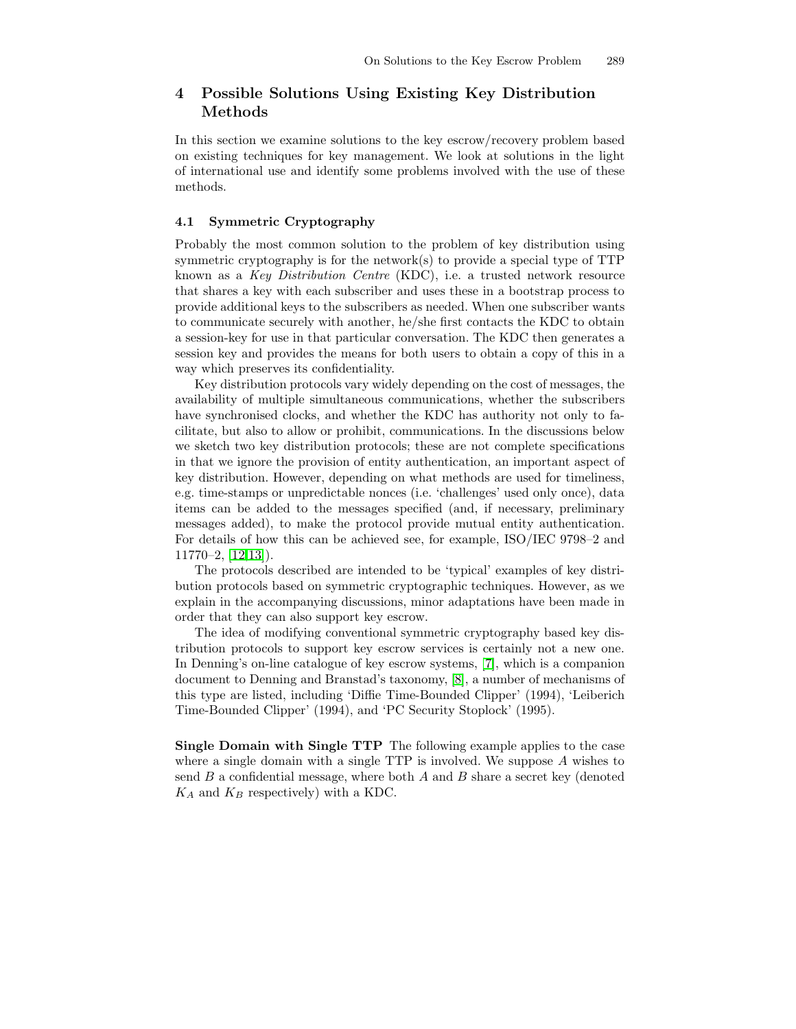## 4 Possible Solutions Using Existing Key Distribution Methods

In this section we examine solutions to the key escrow/recovery problem based on existing techniques for key management. We look at solutions in the light of international use and identify some problems involved with the use of these methods.

### 4.1 Symmetric Cryptography

Probably the most common solution to the problem of key distribution using symmetric cryptography is for the network(s) to provide a special type of TTP known as a *Key Distribution Centre* (KDC), i.e. a trusted network resource that shares a key with each subscriber and uses these in a bootstrap process to provide additional keys to the subscribers as needed. When one subscriber wants to communicate securely with another, he/she first contacts the KDC to obtain a session-key for use in that particular conversation. The KDC then generates a session key and provides the means for both users to obtain a copy of this in a way which preserves its confidentiality.

Key distribution protocols vary widely depending on the cost of messages, the availability of multiple simultaneous communications, whether the subscribers have synchronised clocks, and whether the KDC has authority not only to facilitate, but also to allow or prohibit, communications. In the discussions below we sketch two key distribution protocols; these are not complete specifications in that we ignore the provision of entity authentication, an important aspect of key distribution. However, depending on what methods are used for timeliness, e.g. time-stamps or unpredictable nonces (i.e. 'challenges' used only once), data items can be added to the messages specified (and, if necessary, preliminary messages added), to make the protocol provide mutual entity authentication. For details of how this can be achieved see, for example, ISO/IEC 9798–2 and 11770–2, [12,13]).

The protocols described are intended to be 'typical' examples of key distribution protocols based on symmetric cryptographic techniques. However, as we explain in the accompanying discussions, minor adaptations have been made in order that they can also support key escrow.

The idea of modifying conventional symmetric cryptography based key distribution protocols to support key escrow services is certainly not a new one. In Denning's on-line catalogue of key escrow systems, [7], which is a companion document to Denning and Branstad's taxonomy, [8], a number of mechanisms of this type are listed, including 'Diffie Time-Bounded Clipper' (1994), 'Leiberich Time-Bounded Clipper' (1994), and 'PC Security Stoplock' (1995).

**Single Domain with Single TTP** The following example applies to the case where a single domain with a single TTP is involved. We suppose $A$ wishes to send $B$ a confidential message, where both $A$ and $B$ share a secret key (denoted $K_A$ and $K_B$ respectively) with a KDC.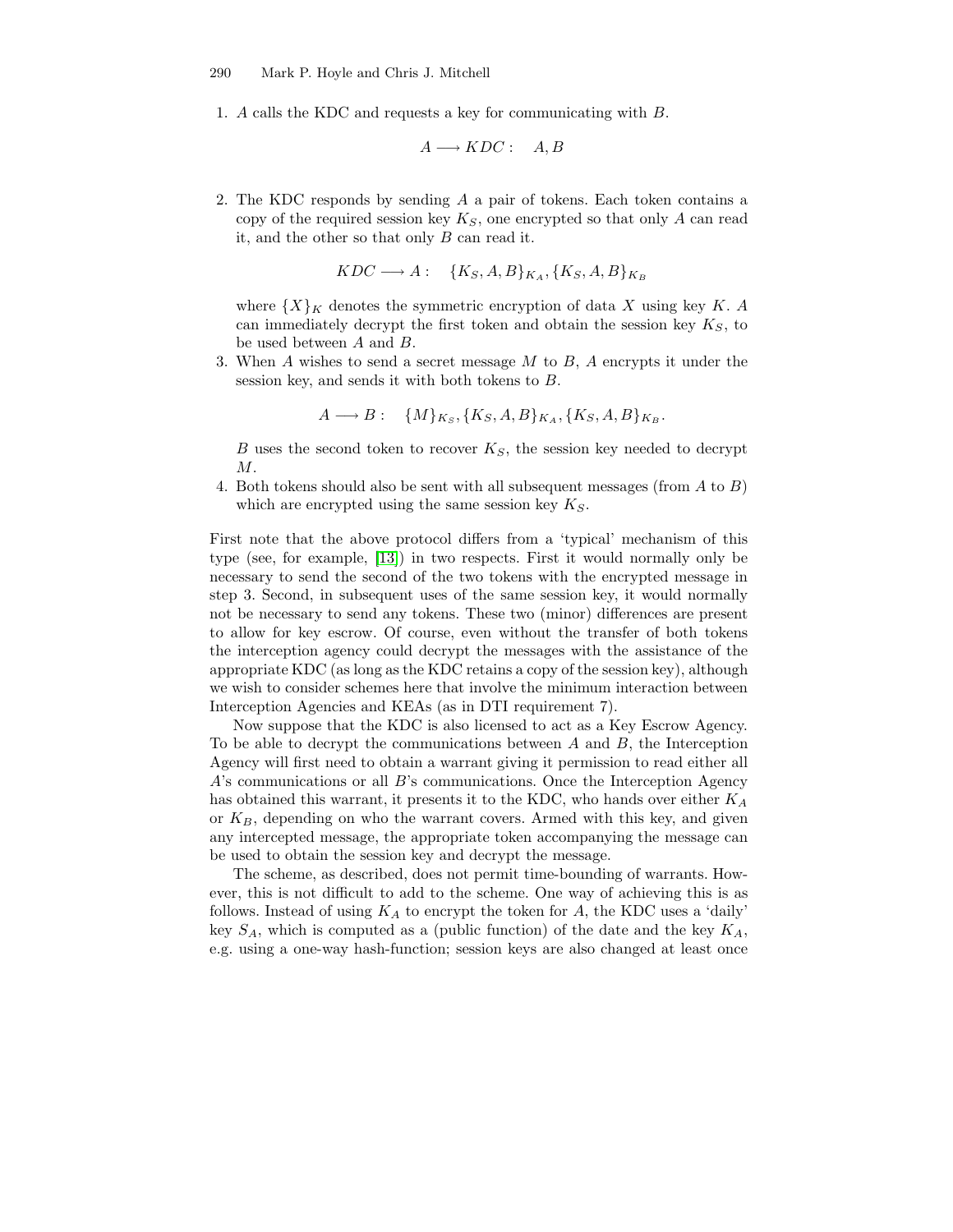1. $A$ calls the KDC and requests a key for communicating with $B$.

$$A \longrightarrow KDC: \quad A, B$$

2. The KDC responds by sending $A$ a pair of tokens. Each token contains a copy of the required session key $K_S$, one encrypted so that only $A$ can read it, and the other so that only $B$ can read it.

$$KDC \longrightarrow A: \quad \{K_S, A, B\}_{K_A}, \{K_S, A, B\}_{K_B}$$

   where $\{X\}_K$ denotes the symmetric encryption of data $X$ using key $K$. $A$ can immediately decrypt the first token and obtain the session key $K_S$, to be used between $A$ and $B$.

3. When $A$ wishes to send a secret message $M$ to $B$, $A$ encrypts it under the session key, and sends it with both tokens to $B$.

$$A \longrightarrow B: \quad \{M\}_{K_S}, \{K_S, A, B\}_{K_A}, \{K_S, A, B\}_{K_B}.$$

   $B$ uses the second token to recover $K_S$, the session key needed to decrypt $M$.

4. Both tokens should also be sent with all subsequent messages (from $A$ to $B$) which are encrypted using the same session key $K_S$.

First note that the above protocol differs from a 'typical' mechanism of this type (see, for example, [13]) in two respects. First it would normally only be necessary to send the second of the two tokens with the encrypted message in step 3. Second, in subsequent uses of the same session key, it would normally not be necessary to send any tokens. These two (minor) differences are present to allow for key escrow. Of course, even without the transfer of both tokens the interception agency could decrypt the messages with the assistance of the appropriate KDC (as long as the KDC retains a copy of the session key), although we wish to consider schemes here that involve the minimum interaction between Interception Agencies and KEAs (as in DTI requirement 7).

Now suppose that the KDC is also licensed to act as a Key Escrow Agency. To be able to decrypt the communications between $A$ and $B$, the Interception Agency will first need to obtain a warrant giving it permission to read either all $A$'s communications or all $B$'s communications. Once the Interception Agency has obtained this warrant, it presents it to the KDC, who hands over either $K_A$ or $K_B$, depending on who the warrant covers. Armed with this key, and given any intercepted message, the appropriate token accompanying the message can be used to obtain the session key and decrypt the message.

The scheme, as described, does not permit time-bounding of warrants. However, this is not difficult to add to the scheme. One way of achieving this is as follows. Instead of using $K_A$ to encrypt the token for $A$, the KDC uses a 'daily' key $S_A$, which is computed as a (public function) of the date and the key $K_A$, e.g. using a one-way hash-function; session keys are also changed at least once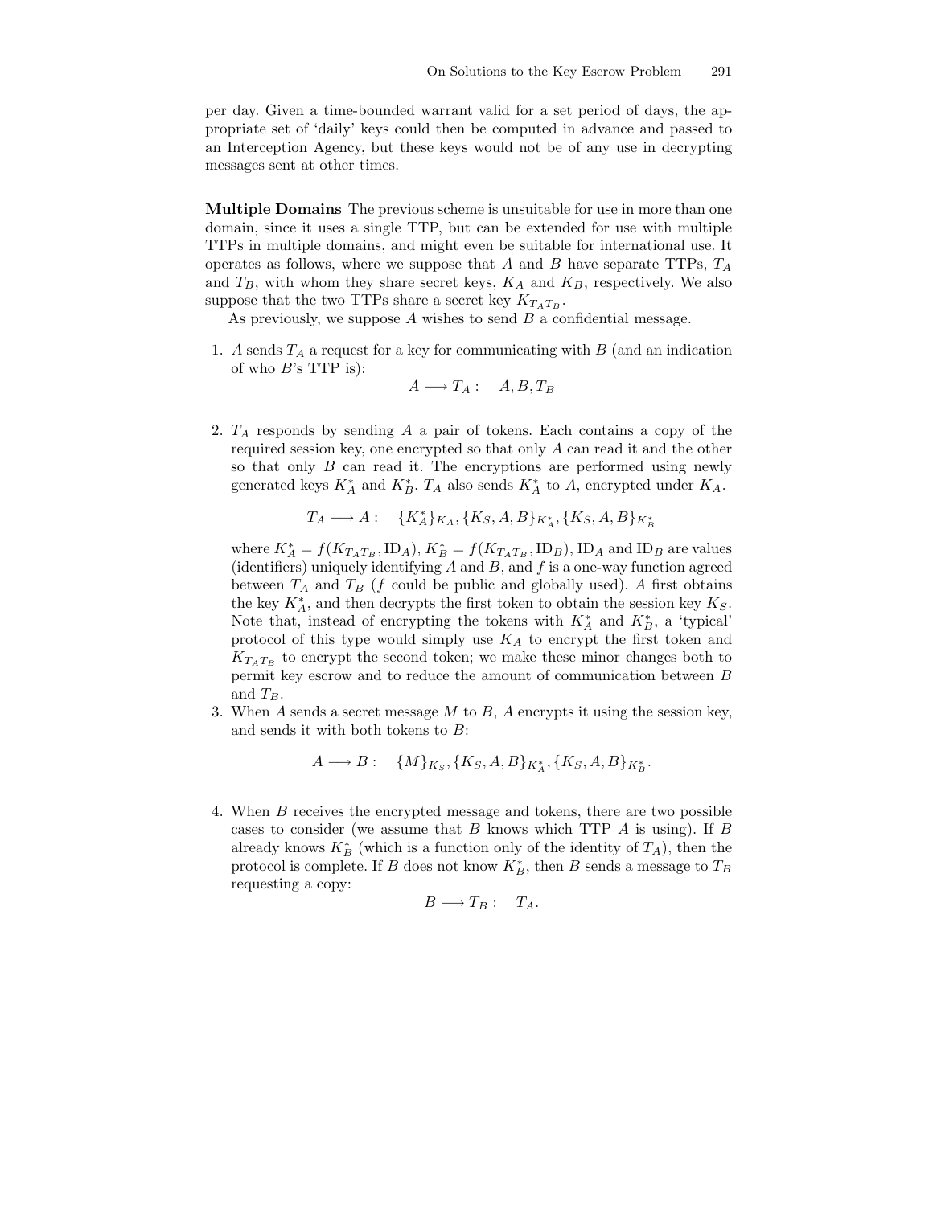per day. Given a time-bounded warrant valid for a set period of days, the appropriate set of 'daily' keys could then be computed in advance and passed to an Interception Agency, but these keys would not be of any use in decrypting messages sent at other times.

**Multiple Domains** The previous scheme is unsuitable for use in more than one domain, since it uses a single TTP, but can be extended for use with multiple TTPs in multiple domains, and might even be suitable for international use. It operates as follows, where we suppose that $A$ and $B$ have separate TTPs, $T_A$ and $T_B$, with whom they share secret keys, $K_A$ and $K_B$, respectively. We also suppose that the two TTPs share a secret key $K_{T_AT_B}$.

As previously, we suppose $A$ wishes to send $B$ a confidential message.

1. $A$ sends $T_A$ a request for a key for communicating with $B$ (and an indication of who $B$'s TTP is):
$$A \longrightarrow T_A : \quad A, B, T_B$$

2. $T_A$ responds by sending $A$ a pair of tokens. Each contains a copy of the required session key, one encrypted so that only $A$ can read it and the other so that only $B$ can read it. The encryptions are performed using newly generated keys $K_A^*$ and $K_B^*$. $T_A$ also sends $K_A^*$ to $A$, encrypted under $K_A$.
$$T_A \longrightarrow A : \quad \{K_A^*\}_{K_A}, \{K_S, A, B\}_{K_A^*}, \{K_S, A, B\}_{K_B^*}$$
where $K_A^* = f(K_{T_AT_B}, \mathrm{ID}_A)$, $K_B^* = f(K_{T_AT_B}, \mathrm{ID}_B)$, $\mathrm{ID}_A$ and $\mathrm{ID}_B$ are values (identifiers) uniquely identifying $A$ and $B$, and $f$ is a one-way function agreed between $T_A$ and $T_B$ ($f$ could be public and globally used). $A$ first obtains the key $K_A^*$, and then decrypts the first token to obtain the session key $K_S$. Note that, instead of encrypting the tokens with $K_A^*$ and $K_B^*$, a 'typical' protocol of this type would simply use $K_A$ to encrypt the first token and $K_{T_AT_B}$ to encrypt the second token; we make these minor changes both to permit key escrow and to reduce the amount of communication between $B$ and $T_B$.

3. When $A$ sends a secret message $M$ to $B$, $A$ encrypts it using the session key, and sends it with both tokens to $B$:
$$A \longrightarrow B : \quad \{M\}_{K_S}, \{K_S, A, B\}_{K_A^*}, \{K_S, A, B\}_{K_B^*}.$$

4. When $B$ receives the encrypted message and tokens, there are two possible cases to consider (we assume that $B$ knows which TTP $A$ is using). If $B$ already knows $K_B^*$ (which is a function only of the identity of $T_A$), then the protocol is complete. If $B$ does not know $K_B^*$, then $B$ sends a message to $T_B$ requesting a copy:
$$B \longrightarrow T_B : \quad T_A.$$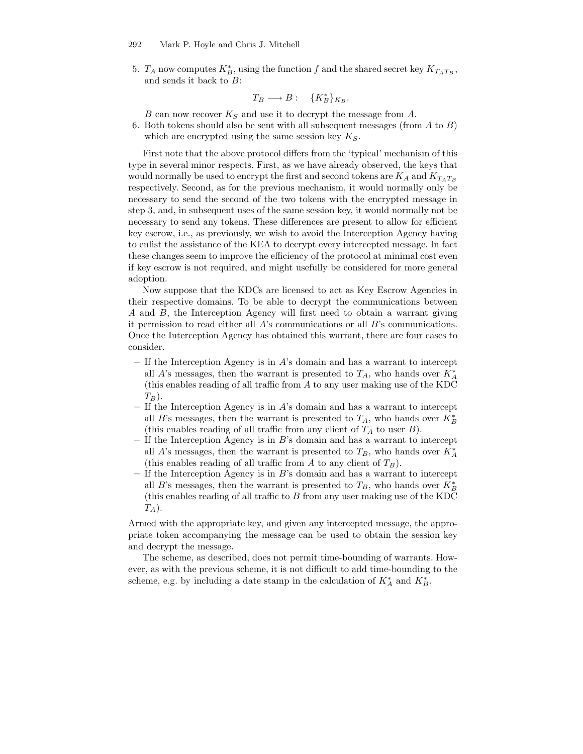5. $T_A$ now computes $K_B^*$, using the function $f$ and the shared secret key $K_{T_AT_B}$, and sends it back to $B$:

$$T_B \longrightarrow B : \quad \{K_B^*\}_{K_B}.$$

   $B$ can now recover $K_S$ and use it to decrypt the message from $A$.
6. Both tokens should also be sent with all subsequent messages (from $A$ to $B$) which are encrypted using the same session key $K_S$.

First note that the above protocol differs from the 'typical' mechanism of this type in several minor respects. First, as we have already observed, the keys that would normally be used to encrypt the first and second tokens are $K_A$ and $K_{T_AT_B}$ respectively. Second, as for the previous mechanism, it would normally only be necessary to send the second of the two tokens with the encrypted message in step 3, and, in subsequent uses of the same session key, it would normally not be necessary to send any tokens. These differences are present to allow for efficient key escrow, i.e., as previously, we wish to avoid the Interception Agency having to enlist the assistance of the KEA to decrypt every intercepted message. In fact these changes seem to improve the efficiency of the protocol at minimal cost even if key escrow is not required, and might usefully be considered for more general adoption.

Now suppose that the KDCs are licensed to act as Key Escrow Agencies in their respective domains. To be able to decrypt the communications between $A$ and $B$, the Interception Agency will first need to obtain a warrant giving it permission to read either all $A$'s communications or all $B$'s communications. Once the Interception Agency has obtained this warrant, there are four cases to consider.

- If the Interception Agency is in $A$'s domain and has a warrant to intercept all $A$'s messages, then the warrant is presented to $T_A$, who hands over $K_A^*$ (this enables reading of all traffic from $A$ to any user making use of the KDC $T_B$).
- If the Interception Agency is in $A$'s domain and has a warrant to intercept all $B$'s messages, then the warrant is presented to $T_A$, who hands over $K_B^*$ (this enables reading of all traffic from any client of $T_A$ to user $B$).
- If the Interception Agency is in $B$'s domain and has a warrant to intercept all $A$'s messages, then the warrant is presented to $T_B$, who hands over $K_A^*$ (this enables reading of all traffic from $A$ to any client of $T_B$).
- If the Interception Agency is in $B$'s domain and has a warrant to intercept all $B$'s messages, then the warrant is presented to $T_B$, who hands over $K_B^*$ (this enables reading of all traffic to $B$ from any user making use of the KDC $T_A$).

Armed with the appropriate key, and given any intercepted message, the appropriate token accompanying the message can be used to obtain the session key and decrypt the message.

The scheme, as described, does not permit time-bounding of warrants. However, as with the previous scheme, it is not difficult to add time-bounding to the scheme, e.g. by including a date stamp in the calculation of $K_A^*$ and $K_B^*$.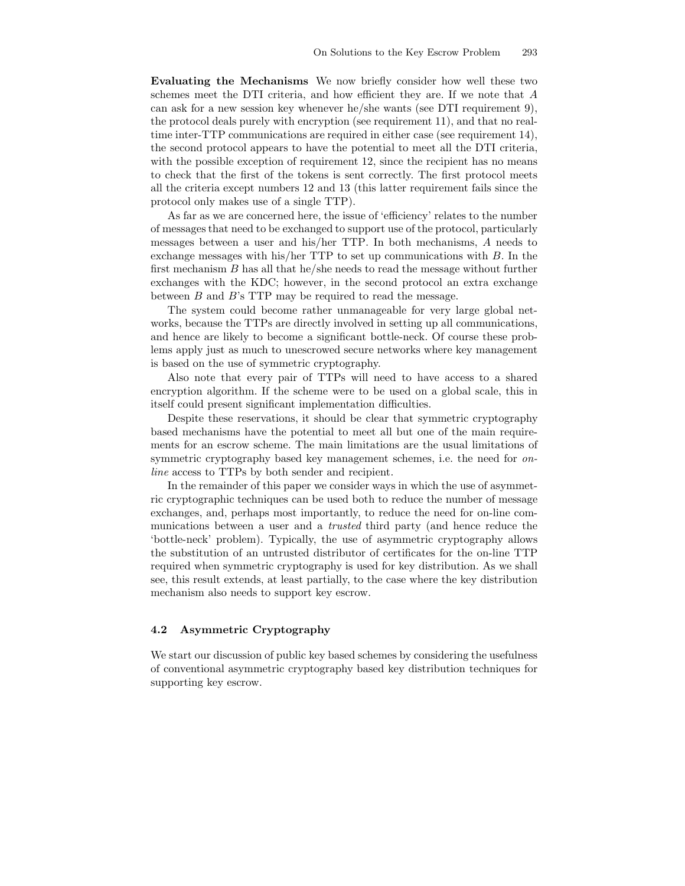**Evaluating the Mechanisms** We now briefly consider how well these two schemes meet the DTI criteria, and how efficient they are. If we note that $A$ can ask for a new session key whenever he/she wants (see DTI requirement 9), the protocol deals purely with encryption (see requirement 11), and that no real-time inter-TTP communications are required in either case (see requirement 14), the second protocol appears to have the potential to meet all the DTI criteria, with the possible exception of requirement 12, since the recipient has no means to check that the first of the tokens is sent correctly. The first protocol meets all the criteria except numbers 12 and 13 (this latter requirement fails since the protocol only makes use of a single TTP).

As far as we are concerned here, the issue of 'efficiency' relates to the number of messages that need to be exchanged to support use of the protocol, particularly messages between a user and his/her TTP. In both mechanisms, $A$ needs to exchange messages with his/her TTP to set up communications with $B$. In the first mechanism $B$ has all that he/she needs to read the message without further exchanges with the KDC; however, in the second protocol an extra exchange between $B$ and $B$'s TTP may be required to read the message.

The system could become rather unmanageable for very large global networks, because the TTPs are directly involved in setting up all communications, and hence are likely to become a significant bottle-neck. Of course these problems apply just as much to unescrowed secure networks where key management is based on the use of symmetric cryptography.

Also note that every pair of TTPs will need to have access to a shared encryption algorithm. If the scheme were to be used on a global scale, this in itself could present significant implementation difficulties.

Despite these reservations, it should be clear that symmetric cryptography based mechanisms have the potential to meet all but one of the main requirements for an escrow scheme. The main limitations are the usual limitations of symmetric cryptography based key management schemes, i.e. the need for *on-line* access to TTPs by both sender and recipient.

In the remainder of this paper we consider ways in which the use of asymmetric cryptographic techniques can be used both to reduce the number of message exchanges, and, perhaps most importantly, to reduce the need for on-line communications between a user and a *trusted* third party (and hence reduce the 'bottle-neck' problem). Typically, the use of asymmetric cryptography allows the substitution of an untrusted distributor of certificates for the on-line TTP required when symmetric cryptography is used for key distribution. As we shall see, this result extends, at least partially, to the case where the key distribution mechanism also needs to support key escrow.

### 4.2 Asymmetric Cryptography

We start our discussion of public key based schemes by considering the usefulness of conventional asymmetric cryptography based key distribution techniques for supporting key escrow.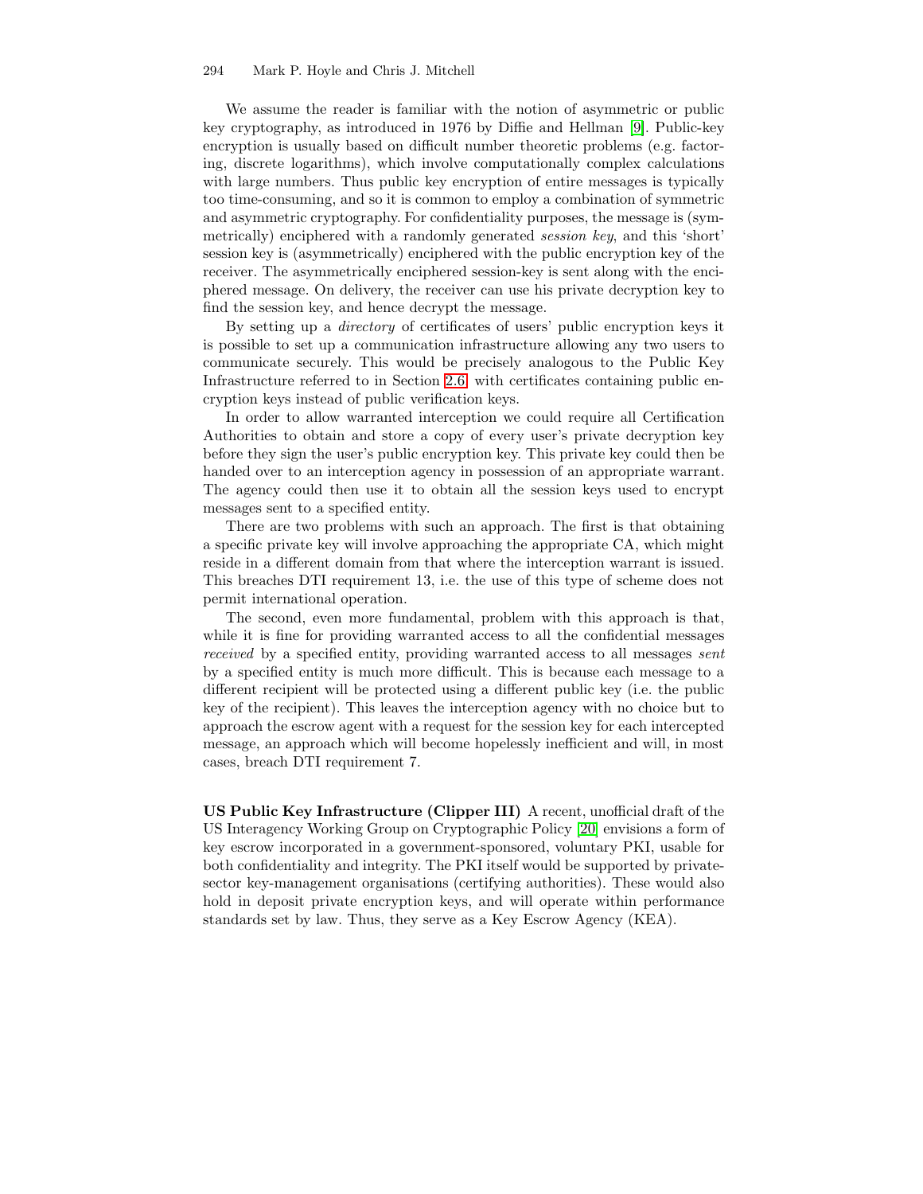We assume the reader is familiar with the notion of asymmetric or public key cryptography, as introduced in 1976 by Diffie and Hellman [9]. Public-key encryption is usually based on difficult number theoretic problems (e.g. factoring, discrete logarithms), which involve computationally complex calculations with large numbers. Thus public key encryption of entire messages is typically too time-consuming, and so it is common to employ a combination of symmetric and asymmetric cryptography. For confidentiality purposes, the message is (symmetrically) enciphered with a randomly generated *session key*, and this 'short' session key is (asymmetrically) enciphered with the public encryption key of the receiver. The asymmetrically enciphered session-key is sent along with the enciphered message. On delivery, the receiver can use his private decryption key to find the session key, and hence decrypt the message.

By setting up a *directory* of certificates of users' public encryption keys it is possible to set up a communication infrastructure allowing any two users to communicate securely. This would be precisely analogous to the Public Key Infrastructure referred to in Section 2.6, with certificates containing public encryption keys instead of public verification keys.

In order to allow warranted interception we could require all Certification Authorities to obtain and store a copy of every user's private decryption key before they sign the user's public encryption key. This private key could then be handed over to an interception agency in possession of an appropriate warrant. The agency could then use it to obtain all the session keys used to encrypt messages sent to a specified entity.

There are two problems with such an approach. The first is that obtaining a specific private key will involve approaching the appropriate CA, which might reside in a different domain from that where the interception warrant is issued. This breaches DTI requirement 13, i.e. the use of this type of scheme does not permit international operation.

The second, even more fundamental, problem with this approach is that, while it is fine for providing warranted access to all the confidential messages *received* by a specified entity, providing warranted access to all messages *sent* by a specified entity is much more difficult. This is because each message to a different recipient will be protected using a different public key (i.e. the public key of the recipient). This leaves the interception agency with no choice but to approach the escrow agent with a request for the session key for each intercepted message, an approach which will become hopelessly inefficient and will, in most cases, breach DTI requirement 7.

**US Public Key Infrastructure (Clipper III)** A recent, unofficial draft of the US Interagency Working Group on Cryptographic Policy [20] envisions a form of key escrow incorporated in a government-sponsored, voluntary PKI, usable for both confidentiality and integrity. The PKI itself would be supported by private-sector key-management organisations (certifying authorities). These would also hold in deposit private encryption keys, and will operate within performance standards set by law. Thus, they serve as a Key Escrow Agency (KEA).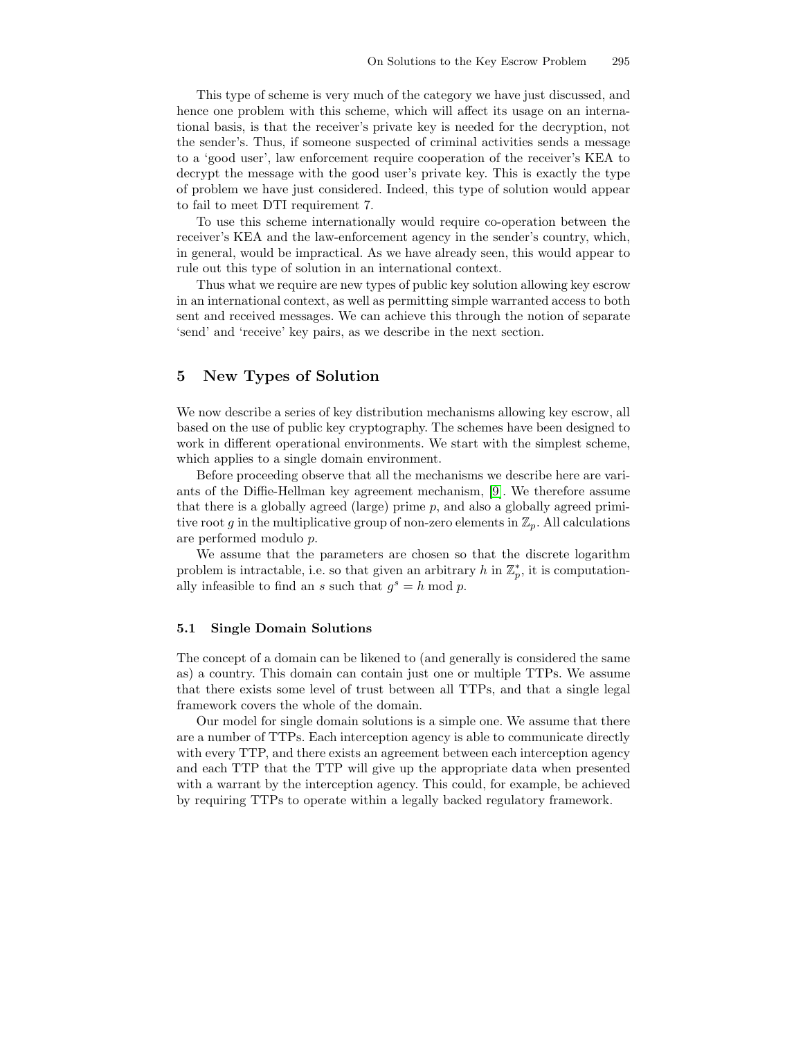This type of scheme is very much of the category we have just discussed, and hence one problem with this scheme, which will affect its usage on an international basis, is that the receiver's private key is needed for the decryption, not the sender's. Thus, if someone suspected of criminal activities sends a message to a 'good user', law enforcement require cooperation of the receiver's KEA to decrypt the message with the good user's private key. This is exactly the type of problem we have just considered. Indeed, this type of solution would appear to fail to meet DTI requirement 7.

To use this scheme internationally would require co-operation between the receiver's KEA and the law-enforcement agency in the sender's country, which, in general, would be impractical. As we have already seen, this would appear to rule out this type of solution in an international context.

Thus what we require are new types of public key solution allowing key escrow in an international context, as well as permitting simple warranted access to both sent and received messages. We can achieve this through the notion of separate 'send' and 'receive' key pairs, as we describe in the next section.

## 5 New Types of Solution

We now describe a series of key distribution mechanisms allowing key escrow, all based on the use of public key cryptography. The schemes have been designed to work in different operational environments. We start with the simplest scheme, which applies to a single domain environment.

Before proceeding observe that all the mechanisms we describe here are variants of the Diffie-Hellman key agreement mechanism, [9]. We therefore assume that there is a globally agreed (large) prime $p$, and also a globally agreed primitive root $g$ in the multiplicative group of non-zero elements in $\mathbb{Z}_p$. All calculations are performed modulo $p$.

We assume that the parameters are chosen so that the discrete logarithm problem is intractable, i.e. so that given an arbitrary $h$ in $\mathbb{Z}_p^*$, it is computationally infeasible to find an $s$ such that $g^s = h \bmod p$.

### 5.1 Single Domain Solutions

The concept of a domain can be likened to (and generally is considered the same as) a country. This domain can contain just one or multiple TTPs. We assume that there exists some level of trust between all TTPs, and that a single legal framework covers the whole of the domain.

Our model for single domain solutions is a simple one. We assume that there are a number of TTPs. Each interception agency is able to communicate directly with every TTP, and there exists an agreement between each interception agency and each TTP that the TTP will give up the appropriate data when presented with a warrant by the interception agency. This could, for example, be achieved by requiring TTPs to operate within a legally backed regulatory framework.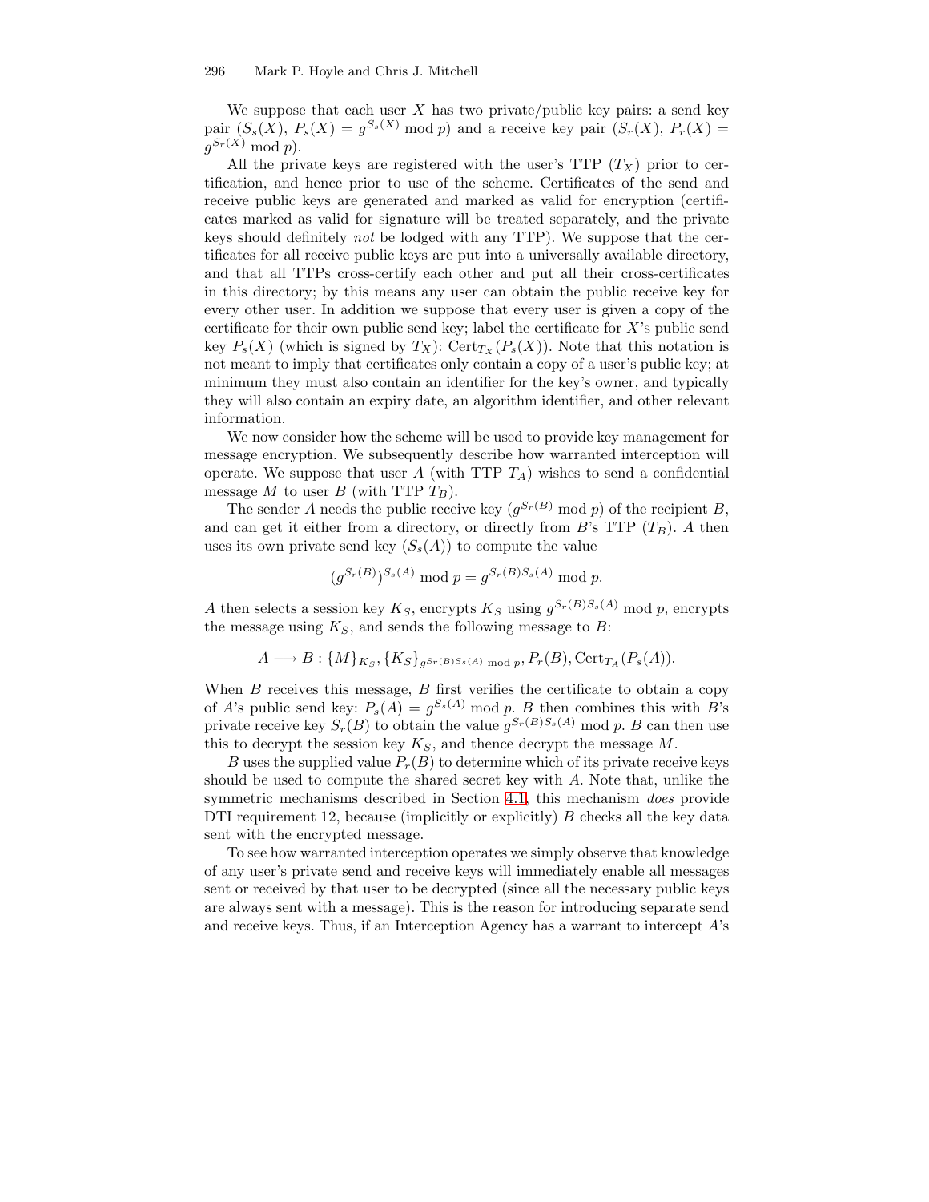We suppose that each user $X$ has two private/public key pairs: a send key pair ($S_s(X)$, $P_s(X) = g^{S_s(X)} \bmod p$) and a receive key pair ($S_r(X)$, $P_r(X) = g^{S_r(X)} \bmod p$).

All the private keys are registered with the user's TTP ($T_X$) prior to certification, and hence prior to use of the scheme. Certificates of the send and receive public keys are generated and marked as valid for encryption (certificates marked as valid for signature will be treated separately, and the private keys should definitely *not* be lodged with any TTP). We suppose that the certificates for all receive public keys are put into a universally available directory, and that all TTPs cross-certify each other and put all their cross-certificates in this directory; by this means any user can obtain the public receive key for every other user. In addition we suppose that every user is given a copy of the certificate for their own public send key; label the certificate for $X$'s public send key $P_s(X)$ (which is signed by $T_X$): $\mathrm{Cert}_{T_X}(P_s(X))$. Note that this notation is not meant to imply that certificates only contain a copy of a user's public key; at minimum they must also contain an identifier for the key's owner, and typically they will also contain an expiry date, an algorithm identifier, and other relevant information.

We now consider how the scheme will be used to provide key management for message encryption. We subsequently describe how warranted interception will operate. We suppose that user $A$ (with TTP $T_A$) wishes to send a confidential message $M$ to user $B$ (with TTP $T_B$).

The sender $A$ needs the public receive key ($g^{S_r(B)} \bmod p$) of the recipient $B$, and can get it either from a directory, or directly from $B$'s TTP ($T_B$). $A$ then uses its own private send key ($S_s(A)$) to compute the value

$$(g^{S_r(B)})^{S_s(A)} \bmod p = g^{S_r(B)S_s(A)} \bmod p.$$

$A$ then selects a session key $K_S$, encrypts $K_S$ using $g^{S_r(B)S_s(A)} \bmod p$, encrypts the message using $K_S$, and sends the following message to $B$:

$$A \longrightarrow B : \{M\}_{K_S}, \{K_S\}_{g^{S_r(B)S_s(A)} \bmod p}, P_r(B), \mathrm{Cert}_{T_A}(P_s(A)).$$

When $B$ receives this message, $B$ first verifies the certificate to obtain a copy of $A$'s public send key: $P_s(A) = g^{S_s(A)} \bmod p$. $B$ then combines this with $B$'s private receive key $S_r(B)$ to obtain the value $g^{S_r(B)S_s(A)} \bmod p$. $B$ can then use this to decrypt the session key $K_S$, and thence decrypt the message $M$.

$B$ uses the supplied value $P_r(B)$ to determine which of its private receive keys should be used to compute the shared secret key with $A$. Note that, unlike the symmetric mechanisms described in Section 4.1, this mechanism *does* provide DTI requirement 12, because (implicitly or explicitly) $B$ checks all the key data sent with the encrypted message.

To see how warranted interception operates we simply observe that knowledge of any user's private send and receive keys will immediately enable all messages sent or received by that user to be decrypted (since all the necessary public keys are always sent with a message). This is the reason for introducing separate send and receive keys. Thus, if an Interception Agency has a warrant to intercept $A$'s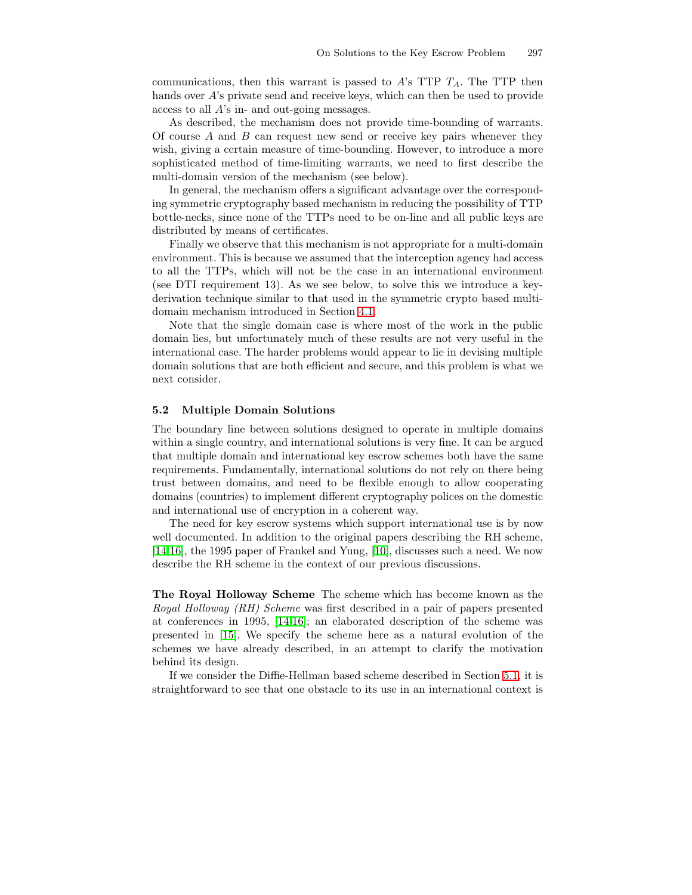communications, then this warrant is passed to $A$'s TTP $T_A$. The TTP then hands over $A$'s private send and receive keys, which can then be used to provide access to all $A$'s in- and out-going messages.

As described, the mechanism does not provide time-bounding of warrants. Of course $A$ and $B$ can request new send or receive key pairs whenever they wish, giving a certain measure of time-bounding. However, to introduce a more sophisticated method of time-limiting warrants, we need to first describe the multi-domain version of the mechanism (see below).

In general, the mechanism offers a significant advantage over the corresponding symmetric cryptography based mechanism in reducing the possibility of TTP bottle-necks, since none of the TTPs need to be on-line and all public keys are distributed by means of certificates.

Finally we observe that this mechanism is not appropriate for a multi-domain environment. This is because we assumed that the interception agency had access to all the TTPs, which will not be the case in an international environment (see DTI requirement 13). As we see below, to solve this we introduce a key-derivation technique similar to that used in the symmetric crypto based multi-domain mechanism introduced in Section 4.1.

Note that the single domain case is where most of the work in the public domain lies, but unfortunately much of these results are not very useful in the international case. The harder problems would appear to lie in devising multiple domain solutions that are both efficient and secure, and this problem is what we next consider.

### 5.2 Multiple Domain Solutions

The boundary line between solutions designed to operate in multiple domains within a single country, and international solutions is very fine. It can be argued that multiple domain and international key escrow schemes both have the same requirements. Fundamentally, international solutions do not rely on there being trust between domains, and need to be flexible enough to allow cooperating domains (countries) to implement different cryptography polices on the domestic and international use of encryption in a coherent way.

The need for key escrow systems which support international use is by now well documented. In addition to the original papers describing the RH scheme, [14,16], the 1995 paper of Frankel and Yung, [10], discusses such a need. We now describe the RH scheme in the context of our previous discussions.

**The Royal Holloway Scheme** The scheme which has become known as the *Royal Holloway (RH) Scheme* was first described in a pair of papers presented at conferences in 1995, [14,16]; an elaborated description of the scheme was presented in [15]. We specify the scheme here as a natural evolution of the schemes we have already described, in an attempt to clarify the motivation behind its design.

If we consider the Diffie-Hellman based scheme described in Section 5.1, it is straightforward to see that one obstacle to its use in an international context is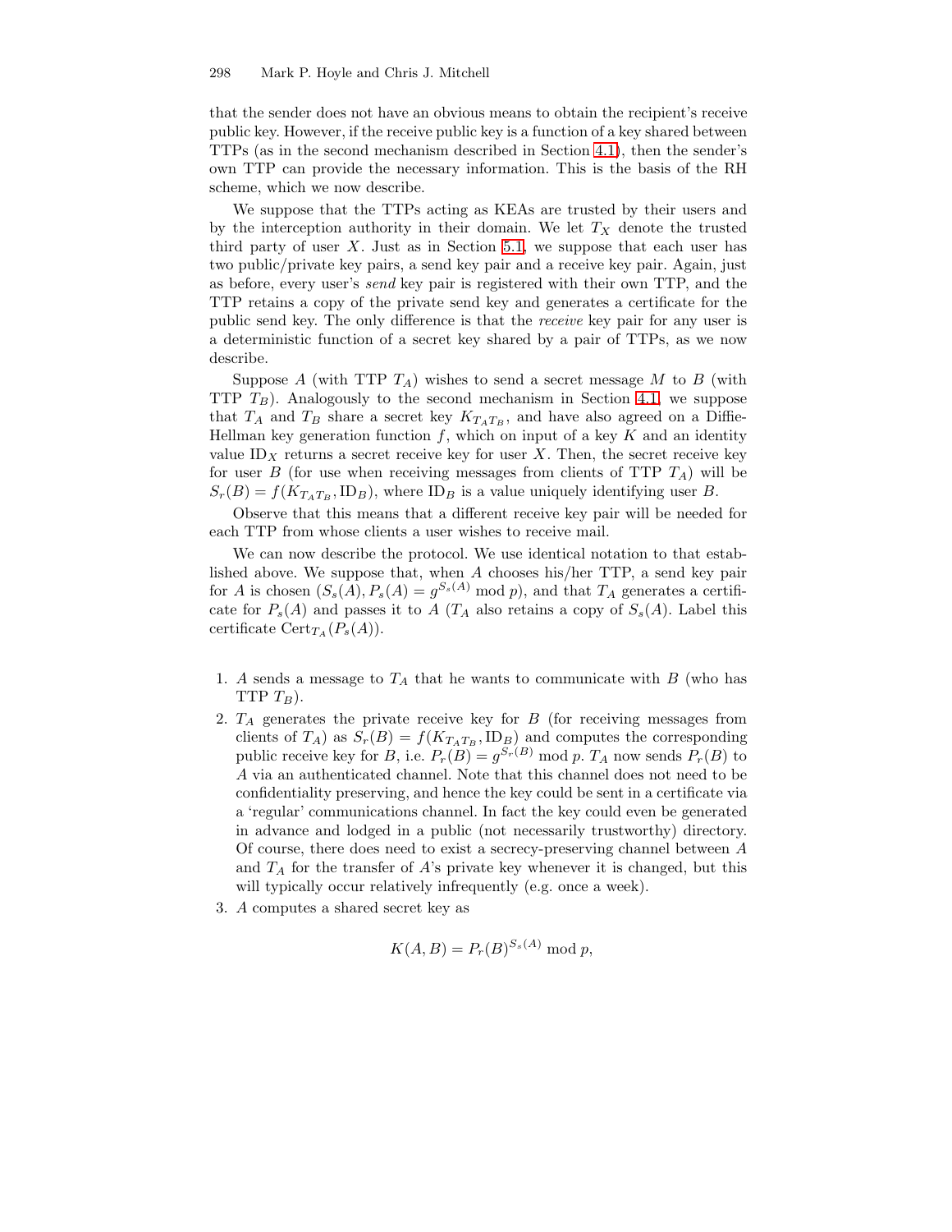that the sender does not have an obvious means to obtain the recipient's receive public key. However, if the receive public key is a function of a key shared between TTPs (as in the second mechanism described in Section 4.1), then the sender's own TTP can provide the necessary information. This is the basis of the RH scheme, which we now describe.

We suppose that the TTPs acting as KEAs are trusted by their users and by the interception authority in their domain. We let $T_X$ denote the trusted third party of user $X$. Just as in Section 5.1, we suppose that each user has two public/private key pairs, a send key pair and a receive key pair. Again, just as before, every user's *send* key pair is registered with their own TTP, and the TTP retains a copy of the private send key and generates a certificate for the public send key. The only difference is that the *receive* key pair for any user is a deterministic function of a secret key shared by a pair of TTPs, as we now describe.

Suppose $A$ (with TTP $T_A$) wishes to send a secret message $M$ to $B$ (with TTP $T_B$). Analogously to the second mechanism in Section 4.1, we suppose that $T_A$ and $T_B$ share a secret key $K_{T_A T_B}$, and have also agreed on a Diffie-Hellman key generation function $f$, which on input of a key $K$ and an identity value $\mathrm{ID}_X$ returns a secret receive key for user $X$. Then, the secret receive key for user $B$ (for use when receiving messages from clients of TTP $T_A$) will be $S_r(B) = f(K_{T_A T_B}, \mathrm{ID}_B)$, where $\mathrm{ID}_B$ is a value uniquely identifying user $B$.

Observe that this means that a different receive key pair will be needed for each TTP from whose clients a user wishes to receive mail.

We can now describe the protocol. We use identical notation to that established above. We suppose that, when $A$ chooses his/her TTP, a send key pair for $A$ is chosen $(S_s(A), P_s(A) = g^{S_s(A)} \bmod p)$, and that $T_A$ generates a certificate for $P_s(A)$ and passes it to $A$ ($T_A$ also retains a copy of $S_s(A)$. Label this certificate $\mathrm{Cert}_{T_A}(P_s(A))$.

1. $A$ sends a message to $T_A$ that he wants to communicate with $B$ (who has TTP $T_B$).
2. $T_A$ generates the private receive key for $B$ (for receiving messages from clients of $T_A$) as $S_r(B) = f(K_{T_A T_B}, \mathrm{ID}_B)$ and computes the corresponding public receive key for $B$, i.e. $P_r(B) = g^{S_r(B)} \bmod p$. $T_A$ now sends $P_r(B)$ to $A$ via an authenticated channel. Note that this channel does not need to be confidentiality preserving, and hence the key could be sent in a certificate via a 'regular' communications channel. In fact the key could even be generated in advance and lodged in a public (not necessarily trustworthy) directory. Of course, there does need to exist a secrecy-preserving channel between $A$ and $T_A$ for the transfer of $A$'s private key whenever it is changed, but this will typically occur relatively infrequently (e.g. once a week).
3. $A$ computes a shared secret key as

$$K(A, B) = P_r(B)^{S_s(A)} \bmod p,$$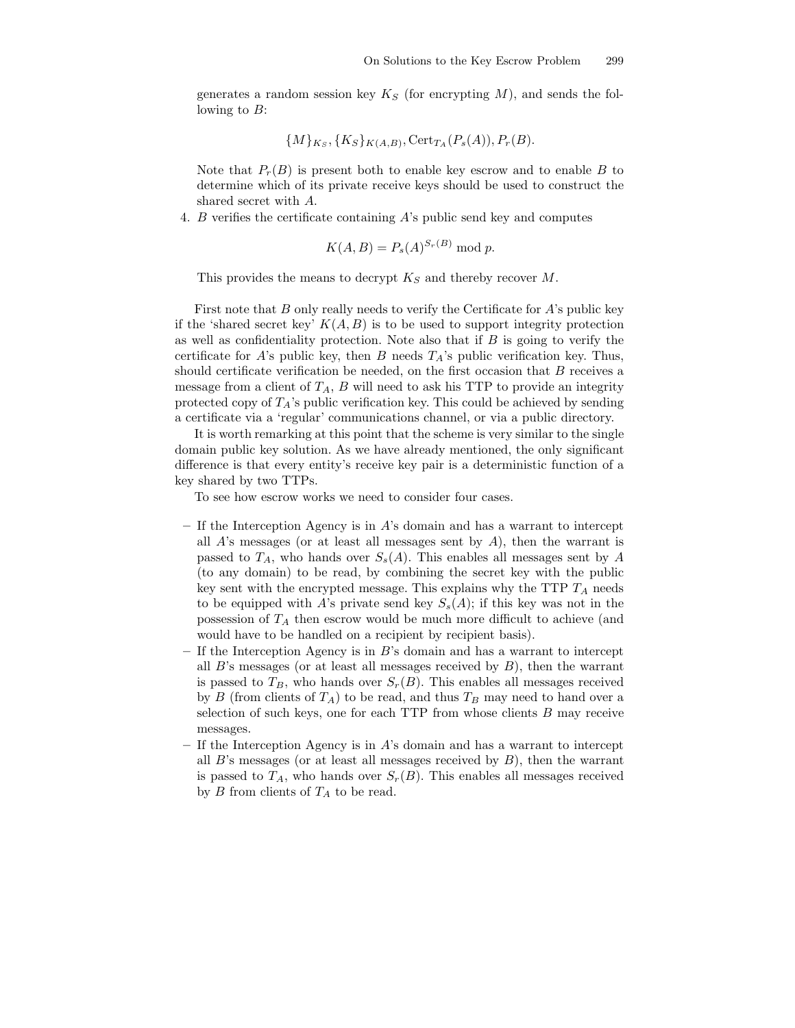generates a random session key $K_S$ (for encrypting $M$), and sends the following to $B$:

$$\{M\}_{K_S}, \{K_S\}_{K(A,B)}, \text{Cert}_{T_A}(P_s(A)), P_r(B).$$

Note that $P_r(B)$ is present both to enable key escrow and to enable $B$ to determine which of its private receive keys should be used to construct the shared secret with $A$.

4. $B$ verifies the certificate containing $A$'s public send key and computes

$$K(A, B) = P_s(A)^{S_r(B)} \bmod p.$$

This provides the means to decrypt $K_S$ and thereby recover $M$.

First note that $B$ only really needs to verify the Certificate for $A$'s public key if the 'shared secret key' $K(A, B)$ is to be used to support integrity protection as well as confidentiality protection. Note also that if $B$ is going to verify the certificate for $A$'s public key, then $B$ needs $T_A$'s public verification key. Thus, should certificate verification be needed, on the first occasion that $B$ receives a message from a client of $T_A$, $B$ will need to ask his TTP to provide an integrity protected copy of $T_A$'s public verification key. This could be achieved by sending a certificate via a 'regular' communications channel, or via a public directory.

It is worth remarking at this point that the scheme is very similar to the single domain public key solution. As we have already mentioned, the only significant difference is that every entity's receive key pair is a deterministic function of a key shared by two TTPs.

To see how escrow works we need to consider four cases.

- If the Interception Agency is in $A$'s domain and has a warrant to intercept all $A$'s messages (or at least all messages sent by $A$), then the warrant is passed to $T_A$, who hands over $S_s(A)$. This enables all messages sent by $A$ (to any domain) to be read, by combining the secret key with the public key sent with the encrypted message. This explains why the TTP $T_A$ needs to be equipped with $A$'s private send key $S_s(A)$; if this key was not in the possession of $T_A$ then escrow would be much more difficult to achieve (and would have to be handled on a recipient by recipient basis).
- If the Interception Agency is in $B$'s domain and has a warrant to intercept all $B$'s messages (or at least all messages received by $B$), then the warrant is passed to $T_B$, who hands over $S_r(B)$. This enables all messages received by $B$ (from clients of $T_A$) to be read, and thus $T_B$ may need to hand over a selection of such keys, one for each TTP from whose clients $B$ may receive messages.
- If the Interception Agency is in $A$'s domain and has a warrant to intercept all $B$'s messages (or at least all messages received by $B$), then the warrant is passed to $T_A$, who hands over $S_r(B)$. This enables all messages received by $B$ from clients of $T_A$ to be read.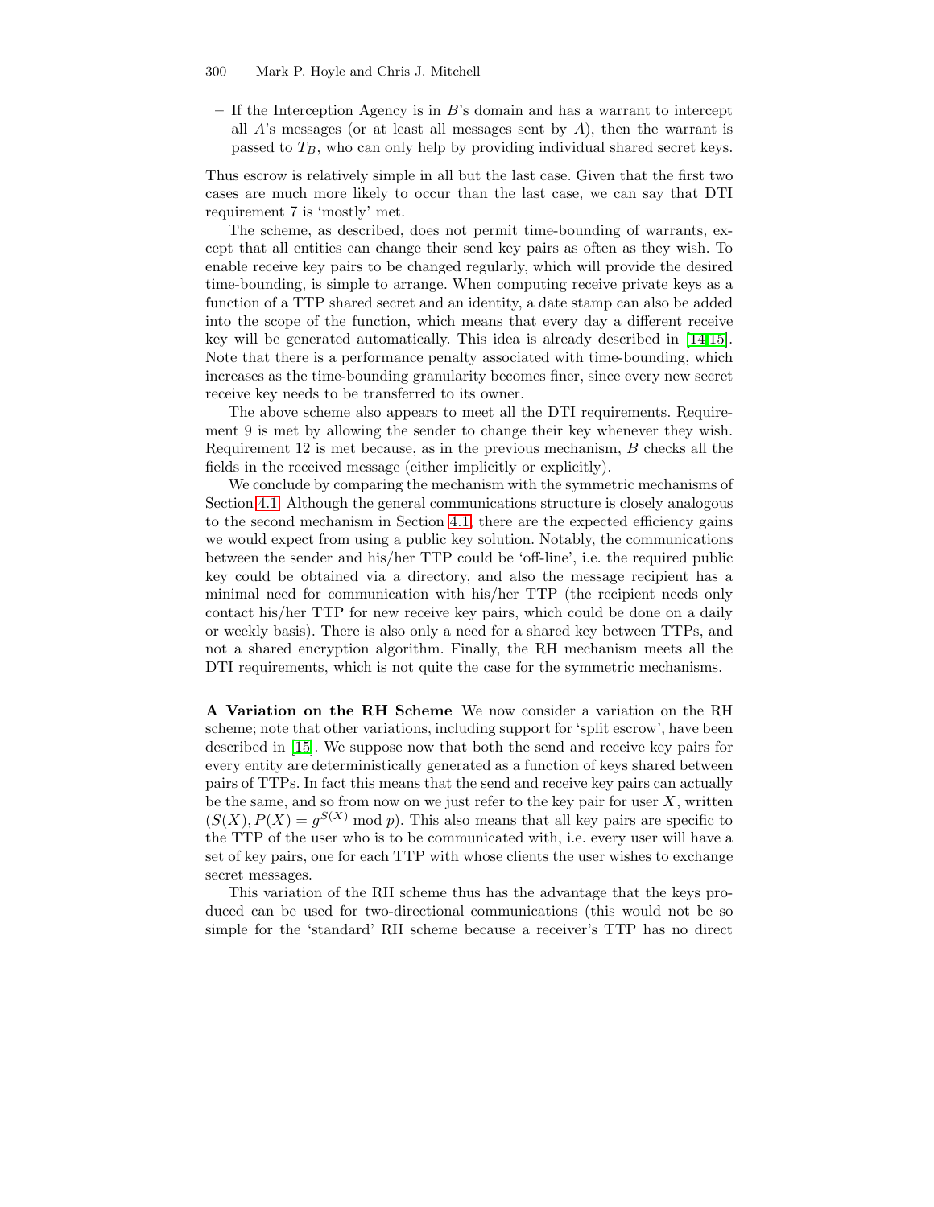– If the Interception Agency is in $B$'s domain and has a warrant to intercept all $A$'s messages (or at least all messages sent by $A$), then the warrant is passed to $T_B$, who can only help by providing individual shared secret keys.

Thus escrow is relatively simple in all but the last case. Given that the first two cases are much more likely to occur than the last case, we can say that DTI requirement 7 is 'mostly' met.

The scheme, as described, does not permit time-bounding of warrants, except that all entities can change their send key pairs as often as they wish. To enable receive key pairs to be changed regularly, which will provide the desired time-bounding, is simple to arrange. When computing receive private keys as a function of a TTP shared secret and an identity, a date stamp can also be added into the scope of the function, which means that every day a different receive key will be generated automatically. This idea is already described in [14,15]. Note that there is a performance penalty associated with time-bounding, which increases as the time-bounding granularity becomes finer, since every new secret receive key needs to be transferred to its owner.

The above scheme also appears to meet all the DTI requirements. Requirement 9 is met by allowing the sender to change their key whenever they wish. Requirement 12 is met because, as in the previous mechanism, $B$ checks all the fields in the received message (either implicitly or explicitly).

We conclude by comparing the mechanism with the symmetric mechanisms of Section 4.1. Although the general communications structure is closely analogous to the second mechanism in Section 4.1, there are the expected efficiency gains we would expect from using a public key solution. Notably, the communications between the sender and his/her TTP could be 'off-line', i.e. the required public key could be obtained via a directory, and also the message recipient has a minimal need for communication with his/her TTP (the recipient needs only contact his/her TTP for new receive key pairs, which could be done on a daily or weekly basis). There is also only a need for a shared key between TTPs, and not a shared encryption algorithm. Finally, the RH mechanism meets all the DTI requirements, which is not quite the case for the symmetric mechanisms.

**A Variation on the RH Scheme** We now consider a variation on the RH scheme; note that other variations, including support for 'split escrow', have been described in [15]. We suppose now that both the send and receive key pairs for every entity are deterministically generated as a function of keys shared between pairs of TTPs. In fact this means that the send and receive key pairs can actually be the same, and so from now on we just refer to the key pair for user $X$, written $(S(X), P(X) = g^{S(X)} \bmod p)$. This also means that all key pairs are specific to the TTP of the user who is to be communicated with, i.e. every user will have a set of key pairs, one for each TTP with whose clients the user wishes to exchange secret messages.

This variation of the RH scheme thus has the advantage that the keys produced can be used for two-directional communications (this would not be so simple for the 'standard' RH scheme because a receiver's TTP has no direct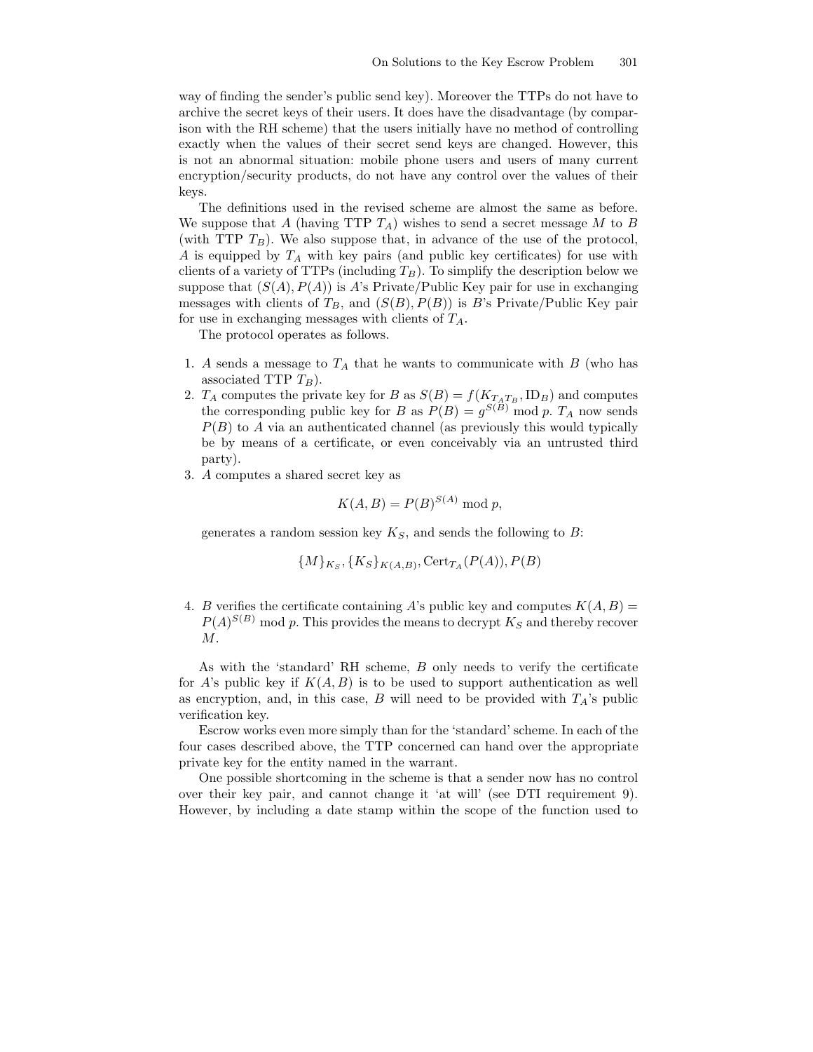way of finding the sender's public send key). Moreover the TTPs do not have to archive the secret keys of their users. It does have the disadvantage (by comparison with the RH scheme) that the users initially have no method of controlling exactly when the values of their secret send keys are changed. However, this is not an abnormal situation: mobile phone users and users of many current encryption/security products, do not have any control over the values of their keys.

The definitions used in the revised scheme are almost the same as before. We suppose that $A$ (having TTP $T_A$) wishes to send a secret message $M$ to $B$ (with TTP $T_B$). We also suppose that, in advance of the use of the protocol, $A$ is equipped by $T_A$ with key pairs (and public key certificates) for use with clients of a variety of TTPs (including $T_B$). To simplify the description below we suppose that $(S(A), P(A))$ is $A$'s Private/Public Key pair for use in exchanging messages with clients of $T_B$, and $(S(B), P(B))$ is $B$'s Private/Public Key pair for use in exchanging messages with clients of $T_A$.

The protocol operates as follows.

1. $A$ sends a message to $T_A$ that he wants to communicate with $B$ (who has associated TTP $T_B$).
2. $T_A$ computes the private key for $B$ as $S(B) = f(K_{T_A T_B}, \mathrm{ID}_B)$ and computes the corresponding public key for $B$ as $P(B) = g^{S(B)} \bmod p$. $T_A$ now sends $P(B)$ to $A$ via an authenticated channel (as previously this would typically be by means of a certificate, or even conceivably via an untrusted third party).
3. $A$ computes a shared secret key as
$$K(A, B) = P(B)^{S(A)} \bmod p,$$
generates a random session key $K_S$, and sends the following to $B$:
$$\{M\}_{K_S}, \{K_S\}_{K(A,B)}, \mathrm{Cert}_{T_A}(P(A)), P(B)$$
4. $B$ verifies the certificate containing $A$'s public key and computes $K(A, B) = P(A)^{S(B)} \bmod p$. This provides the means to decrypt $K_S$ and thereby recover $M$.

As with the 'standard' RH scheme, $B$ only needs to verify the certificate for $A$'s public key if $K(A, B)$ is to be used to support authentication as well as encryption, and, in this case, $B$ will need to be provided with $T_A$'s public verification key.

Escrow works even more simply than for the 'standard' scheme. In each of the four cases described above, the TTP concerned can hand over the appropriate private key for the entity named in the warrant.

One possible shortcoming in the scheme is that a sender now has no control over their key pair, and cannot change it 'at will' (see DTI requirement 9). However, by including a date stamp within the scope of the function used to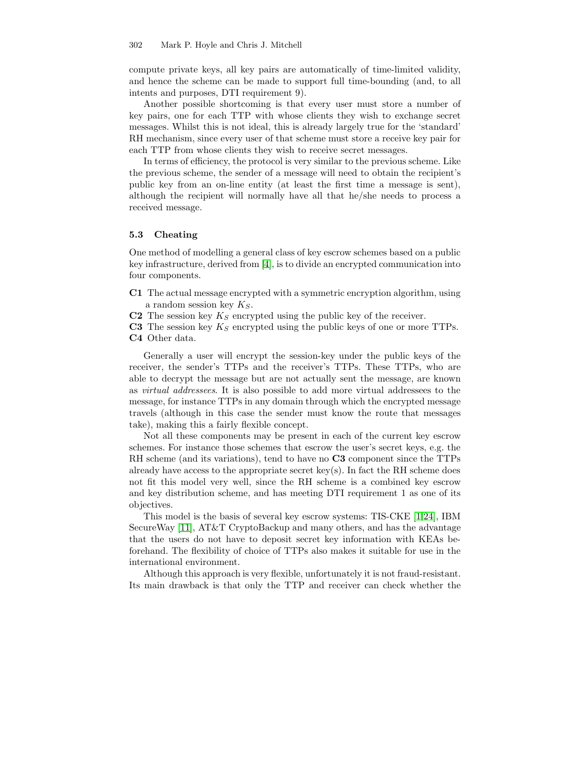compute private keys, all key pairs are automatically of time-limited validity, and hence the scheme can be made to support full time-bounding (and, to all intents and purposes, DTI requirement 9).

Another possible shortcoming is that every user must store a number of key pairs, one for each TTP with whose clients they wish to exchange secret messages. Whilst this is not ideal, this is already largely true for the 'standard' RH mechanism, since every user of that scheme must store a receive key pair for each TTP from whose clients they wish to receive secret messages.

In terms of efficiency, the protocol is very similar to the previous scheme. Like the previous scheme, the sender of a message will need to obtain the recipient's public key from an on-line entity (at least the first time a message is sent), although the recipient will normally have all that he/she needs to process a received message.

### 5.3 Cheating

One method of modelling a general class of key escrow schemes based on a public key infrastructure, derived from [4], is to divide an encrypted communication into four components.

- **C1** The actual message encrypted with a symmetric encryption algorithm, using a random session key $K_S$.
- **C2** The session key $K_S$ encrypted using the public key of the receiver.
- **C3** The session key $K_S$ encrypted using the public keys of one or more TTPs.
- **C4** Other data.

Generally a user will encrypt the session-key under the public keys of the receiver, the sender's TTPs and the receiver's TTPs. These TTPs, who are able to decrypt the message but are not actually sent the message, are known as *virtual addressees*. It is also possible to add more virtual addressees to the message, for instance TTPs in any domain through which the encrypted message travels (although in this case the sender must know the route that messages take), making this a fairly flexible concept.

Not all these components may be present in each of the current key escrow schemes. For instance those schemes that escrow the user's secret keys, e.g. the RH scheme (and its variations), tend to have no **C3** component since the TTPs already have access to the appropriate secret key(s). In fact the RH scheme does not fit this model very well, since the RH scheme is a combined key escrow and key distribution scheme, and has meeting DTI requirement 1 as one of its objectives.

This model is the basis of several key escrow systems: TIS-CKE [1,24], IBM SecureWay [11], AT&T CryptoBackup and many others, and has the advantage that the users do not have to deposit secret key information with KEAs beforehand. The flexibility of choice of TTPs also makes it suitable for use in the international environment.

Although this approach is very flexible, unfortunately it is not fraud-resistant. Its main drawback is that only the TTP and receiver can check whether the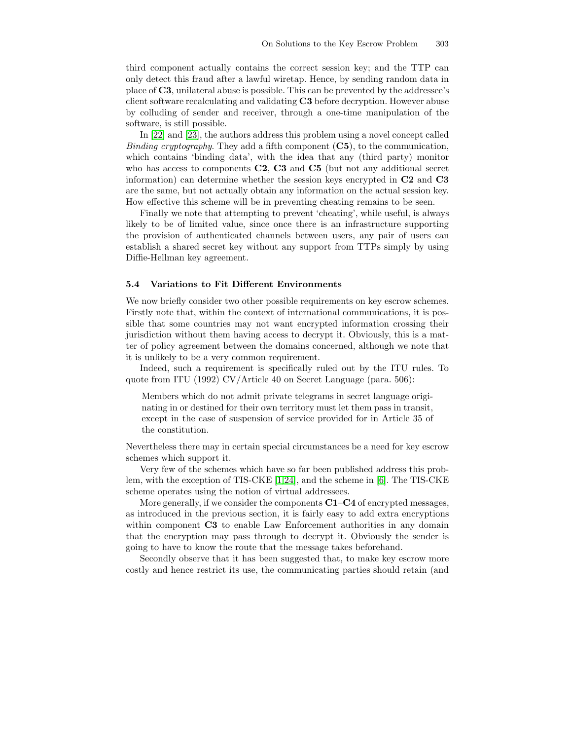third component actually contains the correct session key; and the TTP can only detect this fraud after a lawful wiretap. Hence, by sending random data in place of **C3**, unilateral abuse is possible. This can be prevented by the addressee's client software recalculating and validating **C3** before decryption. However abuse by colluding of sender and receiver, through a one-time manipulation of the software, is still possible.

In [22] and [23], the authors address this problem using a novel concept called *Binding cryptography*. They add a fifth component (**C5**), to the communication, which contains 'binding data', with the idea that any (third party) monitor who has access to components **C2**, **C3** and **C5** (but not any additional secret information) can determine whether the session keys encrypted in **C2** and **C3** are the same, but not actually obtain any information on the actual session key. How effective this scheme will be in preventing cheating remains to be seen.

Finally we note that attempting to prevent 'cheating', while useful, is always likely to be of limited value, since once there is an infrastructure supporting the provision of authenticated channels between users, any pair of users can establish a shared secret key without any support from TTPs simply by using Diffie-Hellman key agreement.

### 5.4 Variations to Fit Different Environments

We now briefly consider two other possible requirements on key escrow schemes. Firstly note that, within the context of international communications, it is possible that some countries may not want encrypted information crossing their jurisdiction without them having access to decrypt it. Obviously, this is a matter of policy agreement between the domains concerned, although we note that it is unlikely to be a very common requirement.

Indeed, such a requirement is specifically ruled out by the ITU rules. To quote from ITU (1992) CV/Article 40 on Secret Language (para. 506):

> Members which do not admit private telegrams in secret language originating in or destined for their own territory must let them pass in transit, except in the case of suspension of service provided for in Article 35 of the constitution.

Nevertheless there may in certain special circumstances be a need for key escrow schemes which support it.

Very few of the schemes which have so far been published address this problem, with the exception of TIS-CKE [1,24], and the scheme in [6]. The TIS-CKE scheme operates using the notion of virtual addressees.

More generally, if we consider the components **C1**–**C4** of encrypted messages, as introduced in the previous section, it is fairly easy to add extra encryptions within component **C3** to enable Law Enforcement authorities in any domain that the encryption may pass through to decrypt it. Obviously the sender is going to have to know the route that the message takes beforehand.

Secondly observe that it has been suggested that, to make key escrow more costly and hence restrict its use, the communicating parties should retain (and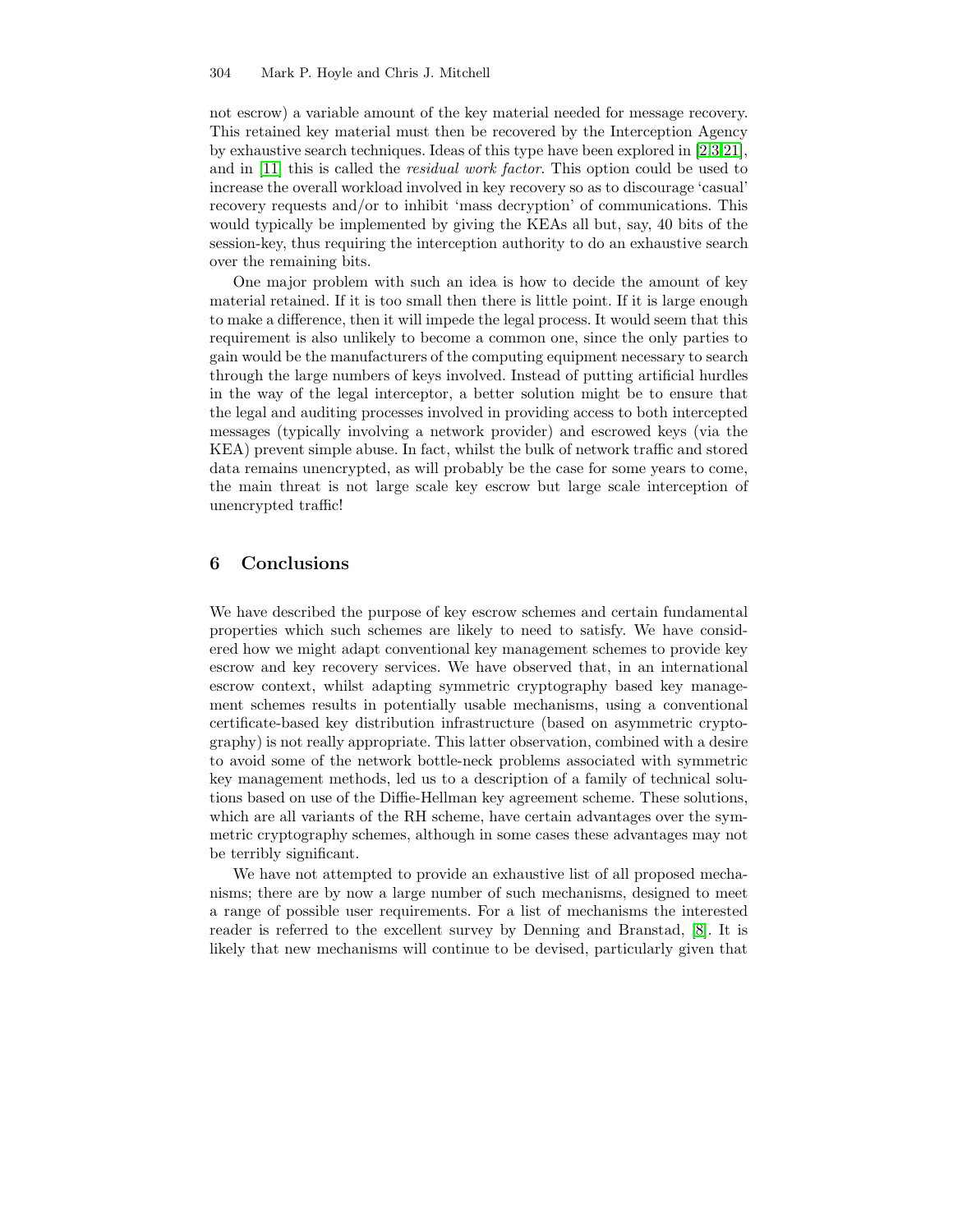not escrow) a variable amount of the key material needed for message recovery. This retained key material must then be recovered by the Interception Agency by exhaustive search techniques. Ideas of this type have been explored in [2,3,21], and in [11] this is called the *residual work factor*. This option could be used to increase the overall workload involved in key recovery so as to discourage 'casual' recovery requests and/or to inhibit 'mass decryption' of communications. This would typically be implemented by giving the KEAs all but, say, 40 bits of the session-key, thus requiring the interception authority to do an exhaustive search over the remaining bits.

One major problem with such an idea is how to decide the amount of key material retained. If it is too small then there is little point. If it is large enough to make a difference, then it will impede the legal process. It would seem that this requirement is also unlikely to become a common one, since the only parties to gain would be the manufacturers of the computing equipment necessary to search through the large numbers of keys involved. Instead of putting artificial hurdles in the way of the legal interceptor, a better solution might be to ensure that the legal and auditing processes involved in providing access to both intercepted messages (typically involving a network provider) and escrowed keys (via the KEA) prevent simple abuse. In fact, whilst the bulk of network traffic and stored data remains unencrypted, as will probably be the case for some years to come, the main threat is not large scale key escrow but large scale interception of unencrypted traffic!

## 6 Conclusions

We have described the purpose of key escrow schemes and certain fundamental properties which such schemes are likely to need to satisfy. We have considered how we might adapt conventional key management schemes to provide key escrow and key recovery services. We have observed that, in an international escrow context, whilst adapting symmetric cryptography based key management schemes results in potentially usable mechanisms, using a conventional certificate-based key distribution infrastructure (based on asymmetric cryptography) is not really appropriate. This latter observation, combined with a desire to avoid some of the network bottle-neck problems associated with symmetric key management methods, led us to a description of a family of technical solutions based on use of the Diffie-Hellman key agreement scheme. These solutions, which are all variants of the RH scheme, have certain advantages over the symmetric cryptography schemes, although in some cases these advantages may not be terribly significant.

We have not attempted to provide an exhaustive list of all proposed mechanisms; there are by now a large number of such mechanisms, designed to meet a range of possible user requirements. For a list of mechanisms the interested reader is referred to the excellent survey by Denning and Branstad, [8]. It is likely that new mechanisms will continue to be devised, particularly given that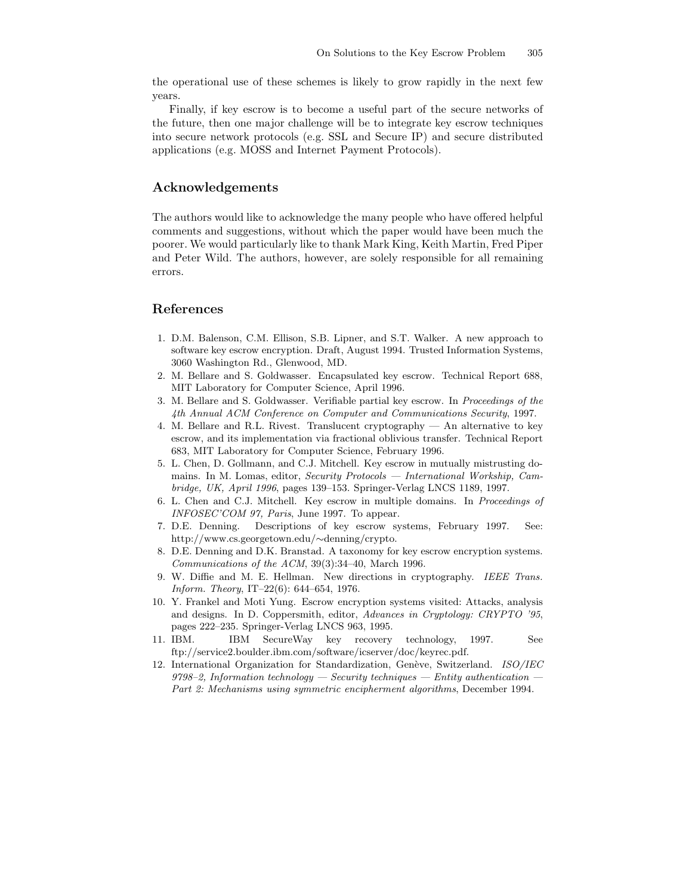the operational use of these schemes is likely to grow rapidly in the next few years.

Finally, if key escrow is to become a useful part of the secure networks of the future, then one major challenge will be to integrate key escrow techniques into secure network protocols (e.g. SSL and Secure IP) and secure distributed applications (e.g. MOSS and Internet Payment Protocols).

## Acknowledgements

The authors would like to acknowledge the many people who have offered helpful comments and suggestions, without which the paper would have been much the poorer. We would particularly like to thank Mark King, Keith Martin, Fred Piper and Peter Wild. The authors, however, are solely responsible for all remaining errors.

## References

1. D.M. Balenson, C.M. Ellison, S.B. Lipner, and S.T. Walker. A new approach to software key escrow encryption. Draft, August 1994. Trusted Information Systems, 3060 Washington Rd., Glenwood, MD.
2. M. Bellare and S. Goldwasser. Encapsulated key escrow. Technical Report 688, MIT Laboratory for Computer Science, April 1996.
3. M. Bellare and S. Goldwasser. Verifiable partial key escrow. In *Proceedings of the 4th Annual ACM Conference on Computer and Communications Security*, 1997.
4. M. Bellare and R.L. Rivest. Translucent cryptography — An alternative to key escrow, and its implementation via fractional oblivious transfer. Technical Report 683, MIT Laboratory for Computer Science, February 1996.
5. L. Chen, D. Gollmann, and C.J. Mitchell. Key escrow in mutually mistrusting domains. In M. Lomas, editor, *Security Protocols — International Workship, Cambridge, UK, April 1996*, pages 139–153. Springer-Verlag LNCS 1189, 1997.
6. L. Chen and C.J. Mitchell. Key escrow in multiple domains. In *Proceedings of INFOSEC'COM 97, Paris*, June 1997. To appear.
7. D.E. Denning. Descriptions of key escrow systems, February 1997. See: http://www.cs.georgetown.edu/∼denning/crypto.
8. D.E. Denning and D.K. Branstad. A taxonomy for key escrow encryption systems. *Communications of the ACM*, 39(3):34–40, March 1996.
9. W. Diffie and M. E. Hellman. New directions in cryptography. *IEEE Trans. Inform. Theory*, IT–22(6): 644–654, 1976.
10. Y. Frankel and Moti Yung. Escrow encryption systems visited: Attacks, analysis and designs. In D. Coppersmith, editor, *Advances in Cryptology: CRYPTO '95*, pages 222–235. Springer-Verlag LNCS 963, 1995.
11. IBM. IBM SecureWay key recovery technology, 1997. See ftp://service2.boulder.ibm.com/software/icserver/doc/keyrec.pdf.
12. International Organization for Standardization, Genève, Switzerland. *ISO/IEC 9798–2, Information technology — Security techniques — Entity authentication — Part 2: Mechanisms using symmetric encipherment algorithms*, December 1994.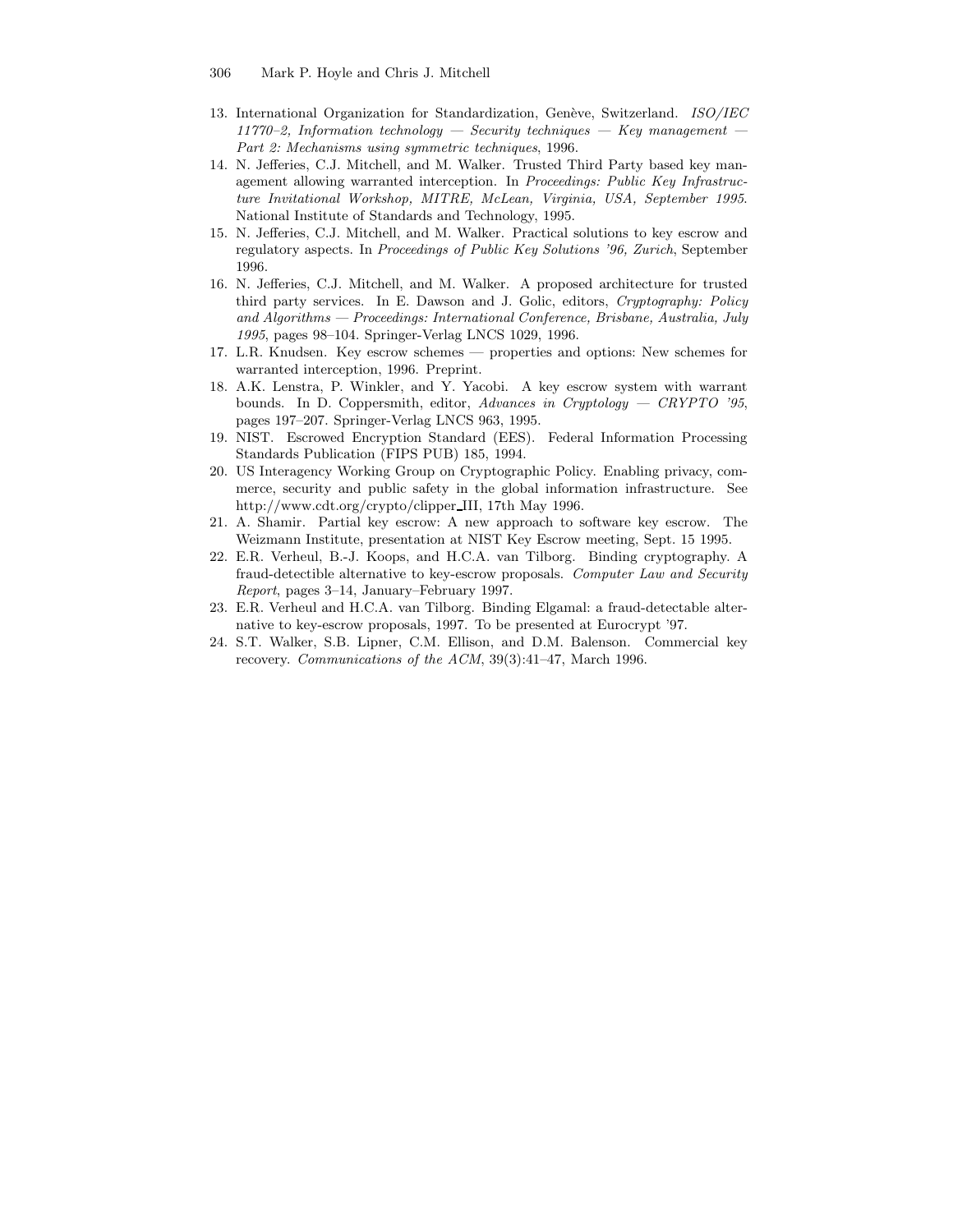13. International Organization for Standardization, Genève, Switzerland. *ISO/IEC 11770–2, Information technology — Security techniques — Key management — Part 2: Mechanisms using symmetric techniques*, 1996.
14. N. Jefferies, C.J. Mitchell, and M. Walker. Trusted Third Party based key management allowing warranted interception. In *Proceedings: Public Key Infrastructure Invitational Workshop, MITRE, McLean, Virginia, USA, September 1995*. National Institute of Standards and Technology, 1995.
15. N. Jefferies, C.J. Mitchell, and M. Walker. Practical solutions to key escrow and regulatory aspects. In *Proceedings of Public Key Solutions '96, Zurich*, September 1996.
16. N. Jefferies, C.J. Mitchell, and M. Walker. A proposed architecture for trusted third party services. In E. Dawson and J. Golic, editors, *Cryptography: Policy and Algorithms — Proceedings: International Conference, Brisbane, Australia, July 1995*, pages 98–104. Springer-Verlag LNCS 1029, 1996.
17. L.R. Knudsen. Key escrow schemes — properties and options: New schemes for warranted interception, 1996. Preprint.
18. A.K. Lenstra, P. Winkler, and Y. Yacobi. A key escrow system with warrant bounds. In D. Coppersmith, editor, *Advances in Cryptology — CRYPTO '95*, pages 197–207. Springer-Verlag LNCS 963, 1995.
19. NIST. Escrowed Encryption Standard (EES). Federal Information Processing Standards Publication (FIPS PUB) 185, 1994.
20. US Interagency Working Group on Cryptographic Policy. Enabling privacy, commerce, security and public safety in the global information infrastructure. See http://www.cdt.org/crypto/clipper_III, 17th May 1996.
21. A. Shamir. Partial key escrow: A new approach to software key escrow. The Weizmann Institute, presentation at NIST Key Escrow meeting, Sept. 15 1995.
22. E.R. Verheul, B.-J. Koops, and H.C.A. van Tilborg. Binding cryptography. A fraud-detectible alternative to key-escrow proposals. *Computer Law and Security Report*, pages 3–14, January–February 1997.
23. E.R. Verheul and H.C.A. van Tilborg. Binding Elgamal: a fraud-detectable alternative to key-escrow proposals, 1997. To be presented at Eurocrypt '97.
24. S.T. Walker, S.B. Lipner, C.M. Ellison, and D.M. Balenson. Commercial key recovery. *Communications of the ACM*, 39(3):41–47, March 1996.